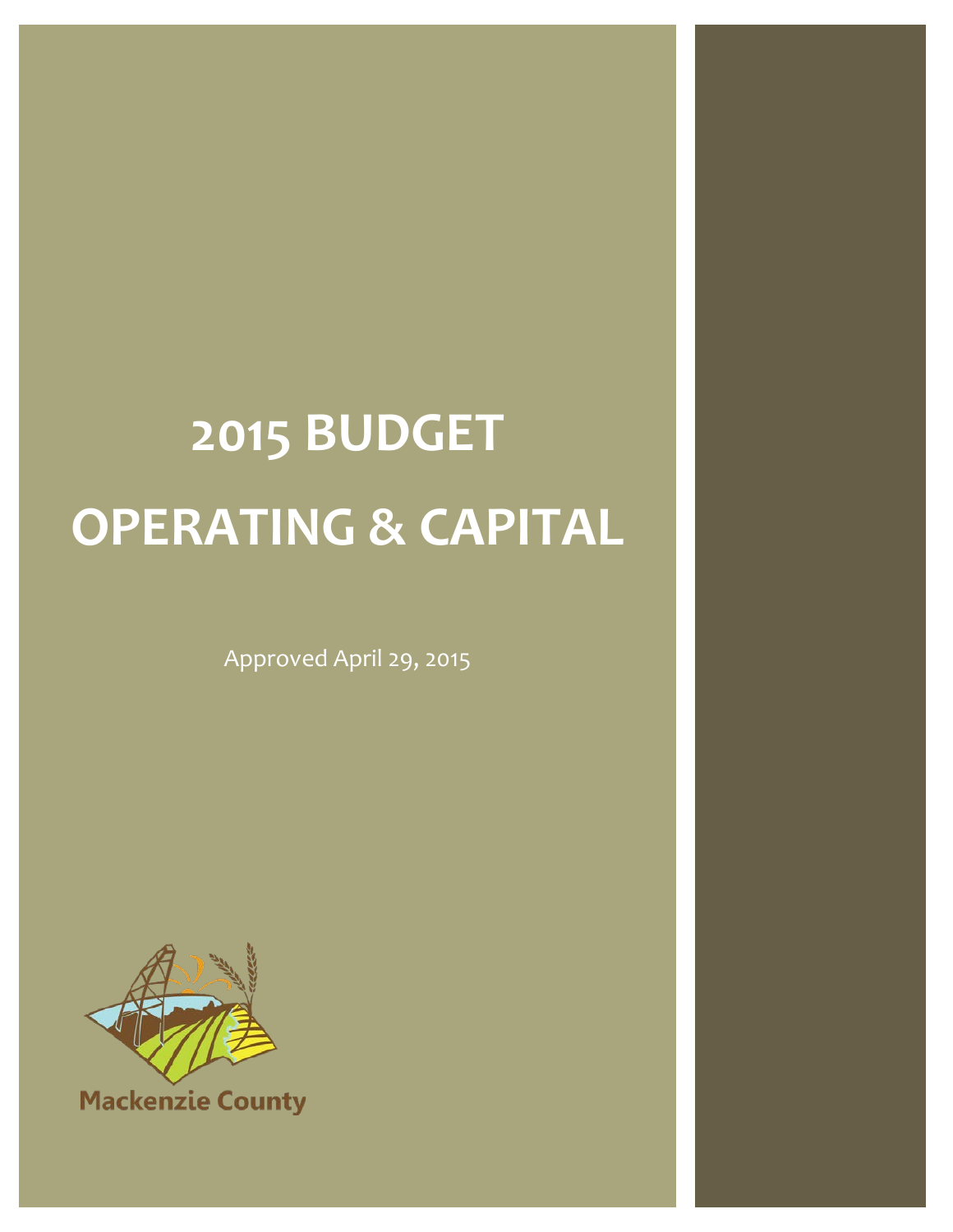# 2015 BUDGET

# OPERATING & CAPITAL

Approved April 29, 2015

Mackenzie County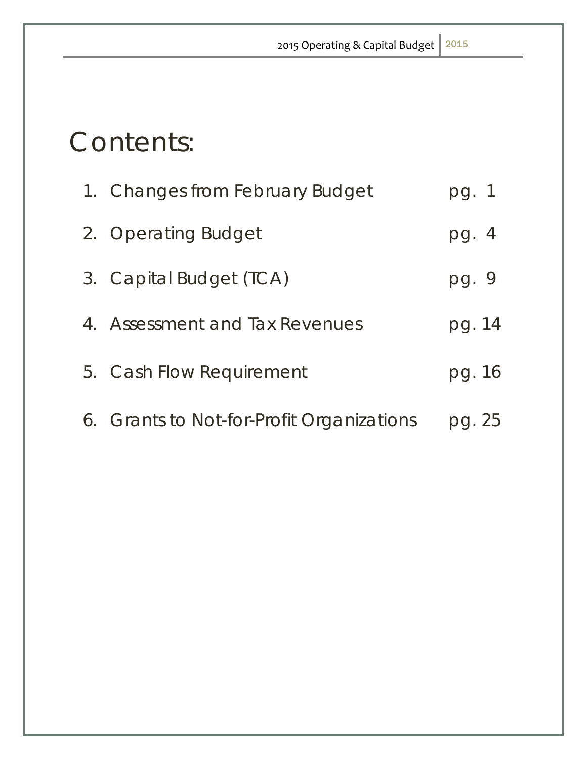# Contents:

1. Changes from February Budget pg. 1
2. Operating Budget pg. 4
3. Capital Budget (TCA) pg. 9
4. Assessment and Tax Revenues pg. 14
5. Cash Flow Requirement pg. 16
6. Grants to Not-for-Profit Organizations pg. 25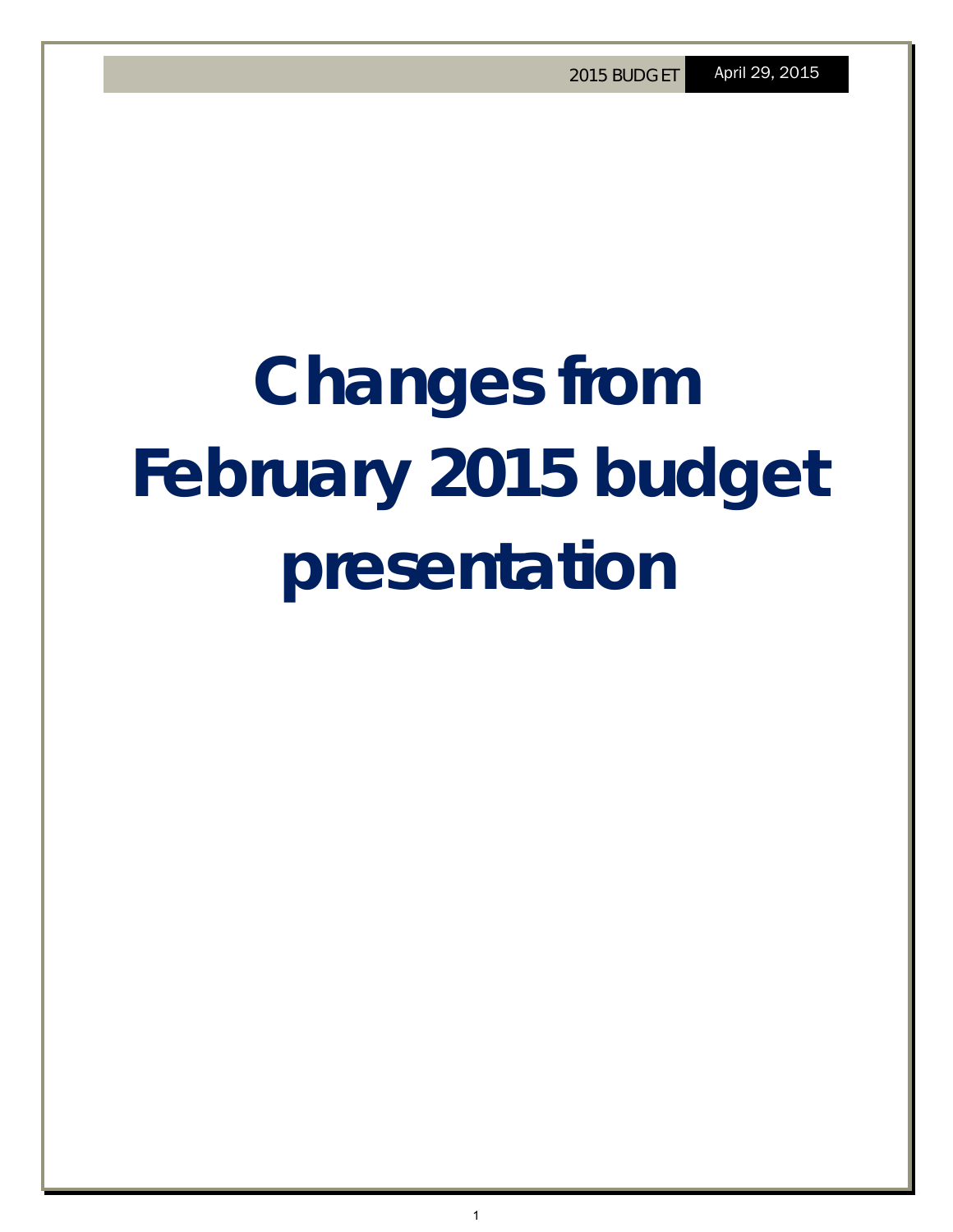# Changes from February 2015 budget presentation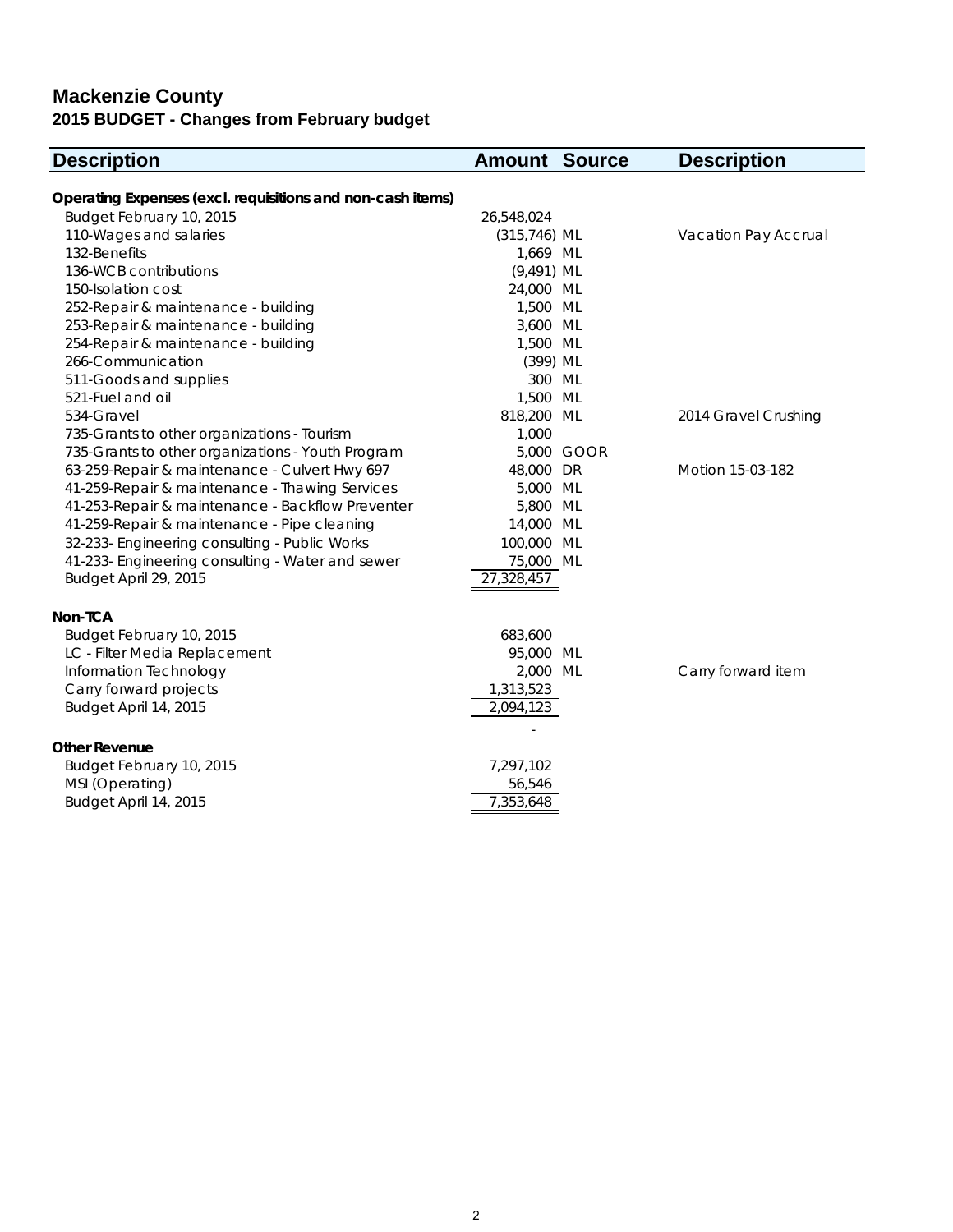# Mackenzie County

## 2015 BUDGET - Changes from February budget

| Description | Amount | Source | Description |
|---|---|---|---|
| **Operating Expenses (excl. requisitions and non-cash items)** | | | |
| Budget February 10, 2015 | 26,548,024 | | |
| 110-Wages and salaries | (315,746) | ML | Vacation Pay Accrual |
| 132-Benefits | 1,669 | ML | |
| 136-WCB contributions | (9,491) | ML | |
| 150-Isolation cost | 24,000 | ML | |
| 252-Repair & maintenance - building | 1,500 | ML | |
| 253-Repair & maintenance - building | 3,600 | ML | |
| 254-Repair & maintenance - building | 1,500 | ML | |
| 266-Communication | (399) | ML | |
| 511-Goods and supplies | 300 | ML | |
| 521-Fuel and oil | 1,500 | ML | |
| 534-Gravel | 818,200 | ML | 2014 Gravel Crushing |
| 735-Grants to other organizations - Tourism | 1,000 | | |
| 735-Grants to other organizations - Youth Program | 5,000 | GOOR | |
| 63-259-Repair & maintenance - Culvert Hwy 697 | 48,000 | DR | Motion 15-03-182 |
| 41-259-Repair & maintenance - Thawing Services | 5,000 | ML | |
| 41-253-Repair & maintenance - Backflow Preventer | 5,800 | ML | |
| 41-259-Repair & maintenance - Pipe cleaning | 14,000 | ML | |
| 32-233- Engineering consulting - Public Works | 100,000 | ML | |
| 41-233- Engineering consulting - Water and sewer | 75,000 | ML | |
| Budget April 29, 2015 | 27,328,457 | | |
| | | | |
| **Non-TCA** | | | |
| Budget February 10, 2015 | 683,600 | | |
| LC - Filter Media Replacement | 95,000 | ML | |
| Information Technology | 2,000 | ML | Carry forward item |
| Carry forward projects | 1,313,523 | | |
| Budget April 14, 2015 | 2,094,123 | | |
| | - | | |
| **Other Revenue** | | | |
| Budget February 10, 2015 | 7,297,102 | | |
| MSI (Operating) | 56,546 | | |
| Budget April 14, 2015 | 7,353,648 | | |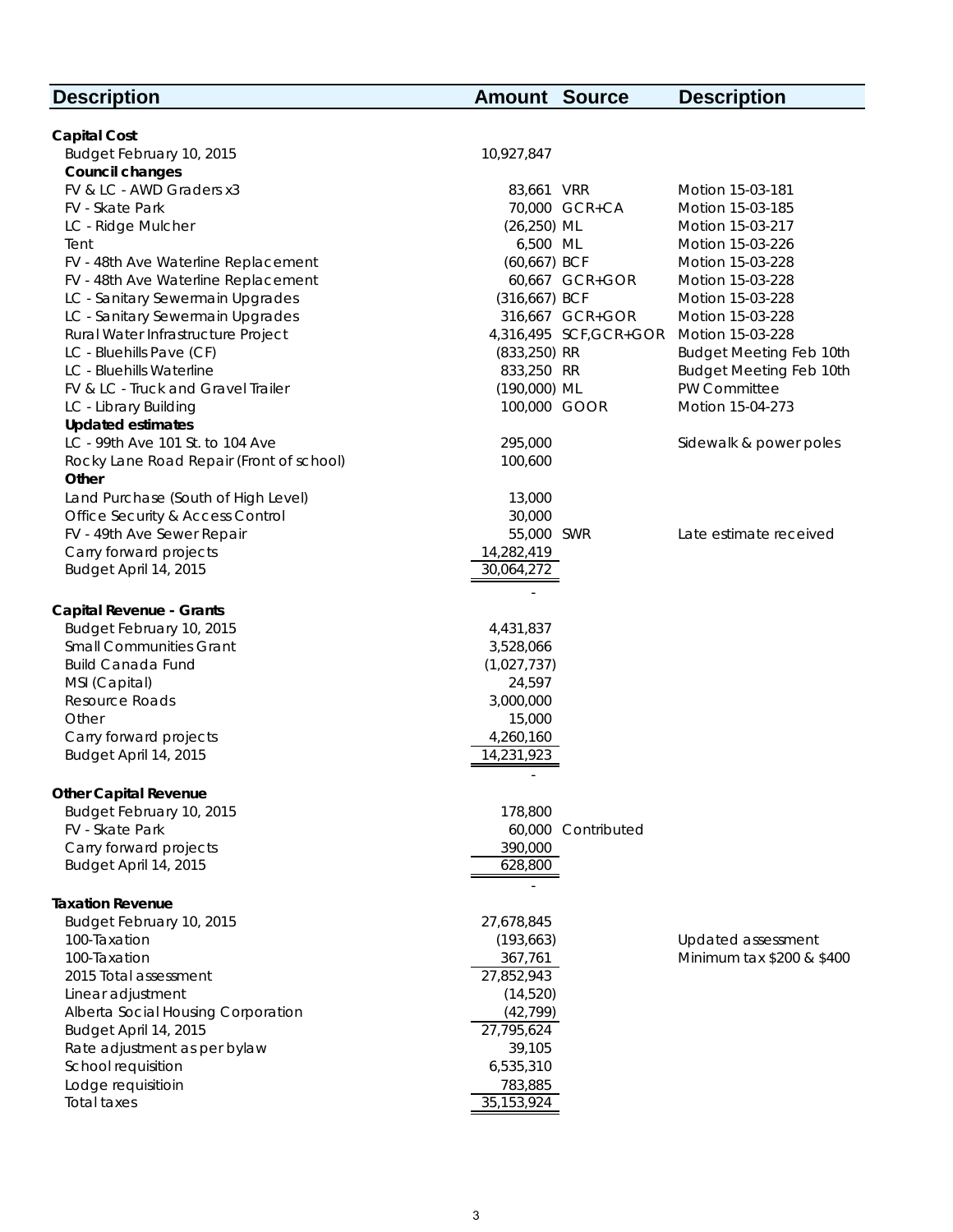| Description | Amount | Source | Description |
|---|---|---|---|
| **Capital Cost** | | | |
| Budget February 10, 2015 | 10,927,847 | | |
| **Council changes** | | | |
| FV & LC - AWD Graders x3 | 83,661 | VRR | Motion 15-03-181 |
| FV - Skate Park | 70,000 | GCR+CA | Motion 15-03-185 |
| LC - Ridge Mulcher | (26,250) | ML | Motion 15-03-217 |
| Tent | 6,500 | ML | Motion 15-03-226 |
| FV - 48th Ave Waterline Replacement | (60,667) | BCF | Motion 15-03-228 |
| FV - 48th Ave Waterline Replacement | 60,667 | GCR+GOR | Motion 15-03-228 |
| LC - Sanitary Sewermain Upgrades | (316,667) | BCF | Motion 15-03-228 |
| LC - Sanitary Sewermain Upgrades | 316,667 | GCR+GOR | Motion 15-03-228 |
| Rural Water Infrastructure Project | 4,316,495 | SCF,GCR+GOR | Motion 15-03-228 |
| LC - Bluehills Pave (CF) | (833,250) | RR | Budget Meeting Feb 10th |
| LC - Bluehills Waterline | 833,250 | RR | Budget Meeting Feb 10th |
| FV & LC - Truck and Gravel Trailer | (190,000) | ML | PW Committee |
| LC - Library Building | 100,000 | GOOR | Motion 15-04-273 |
| **Updated estimates** | | | |
| LC - 99th Ave 101 St. to 104 Ave | 295,000 | | Sidewalk & power poles |
| Rocky Lane Road Repair (Front of school) | 100,600 | | |
| **Other** | | | |
| Land Purchase (South of High Level) | 13,000 | | |
| Office Security & Access Control | 30,000 | | |
| FV - 49th Ave Sewer Repair | 55,000 | SWR | Late estimate received |
| Carry forward projects | 14,282,419 | | |
| Budget April 14, 2015 | 30,064,272 | | |
| | - | | |
| **Capital Revenue - Grants** | | | |
| Budget February 10, 2015 | 4,431,837 | | |
| Small Communities Grant | 3,528,066 | | |
| Build Canada Fund | (1,027,737) | | |
| MSI (Capital) | 24,597 | | |
| Resource Roads | 3,000,000 | | |
| Other | 15,000 | | |
| Carry forward projects | 4,260,160 | | |
| Budget April 14, 2015 | 14,231,923 | | |
| | - | | |
| **Other Capital Revenue** | | | |
| Budget February 10, 2015 | 178,800 | | |
| FV - Skate Park | 60,000 | Contributed | |
| Carry forward projects | 390,000 | | |
| Budget April 14, 2015 | 628,800 | | |
| | - | | |
| **Taxation Revenue** | | | |
| Budget February 10, 2015 | 27,678,845 | | |
| 100-Taxation | (193,663) | | Updated assessment |
| 100-Taxation | 367,761 | | Minimum tax $200 & $400 |
| 2015 Total assessment | 27,852,943 | | |
| Linear adjustment | (14,520) | | |
| Alberta Social Housing Corporation | (42,799) | | |
| Budget April 14, 2015 | 27,795,624 | | |
| Rate adjustment as per bylaw | 39,105 | | |
| School requisition | 6,535,310 | | |
| Lodge requisitioin | 783,885 | | |
| Total taxes | 35,153,924 | | |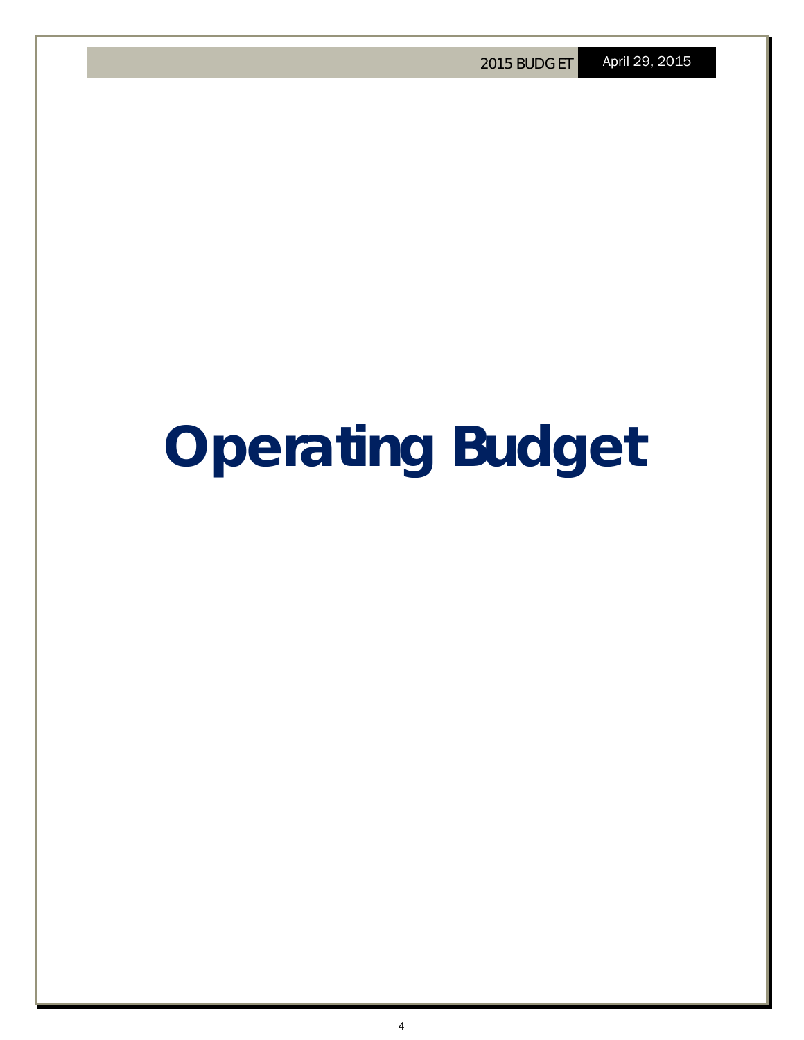# Operating Budget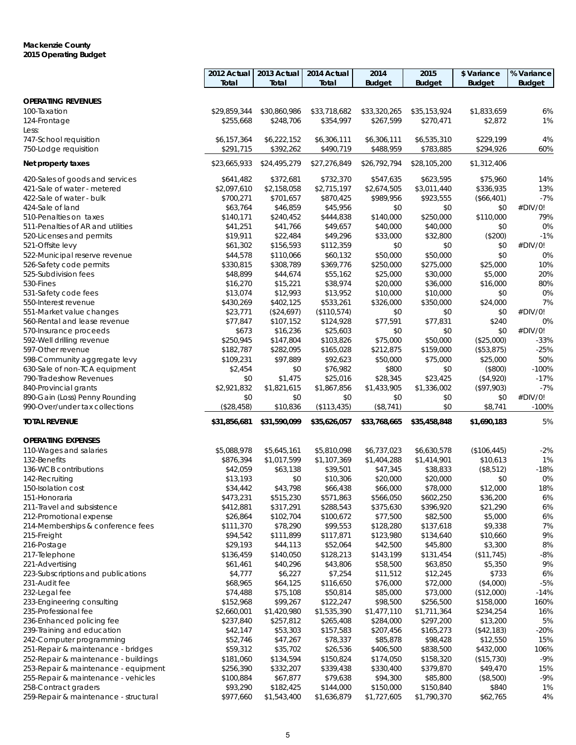**Mackenzie County**
**2015 Operating Budget**

| | 2012 Actual Total | 2013 Actual Total | 2014 Actual Total | 2014 Budget | 2015 Budget | $ Variance Budget | % Variance Budget |
|---|---|---|---|---|---|---|---|
| **OPERATING REVENUES** | | | | | | | |
| 100-Taxation | $29,859,344 | $30,860,986 | $33,718,682 | $33,320,265 | $35,153,924 | $1,833,659 | 6% |
| 124-Frontage | $255,668 | $248,706 | $354,997 | $267,599 | $270,471 | $2,872 | 1% |
| Less: | | | | | | | |
| 747-School requisition | $6,157,364 | $6,222,152 | $6,306,111 | $6,306,111 | $6,535,310 | $229,199 | 4% |
| 750-Lodge requisition | $291,715 | $392,262 | $490,719 | $488,959 | $783,885 | $294,926 | 60% |
| **Net property taxes** | $23,665,933 | $24,495,279 | $27,276,849 | $26,792,794 | $28,105,200 | $1,312,406 | |
| 420-Sales of goods and services | $641,482 | $372,681 | $732,370 | $547,635 | $623,595 | $75,960 | 14% |
| 421-Sale of water - metered | $2,097,610 | $2,158,058 | $2,715,197 | $2,674,505 | $3,011,440 | $336,935 | 13% |
| 422-Sale of water - bulk | $700,271 | $701,657 | $870,425 | $989,956 | $923,555 | ($66,401) | -7% |
| 424-Sale of land | $63,764 | $46,859 | $45,956 | $0 | $0 | $0 | #DIV/0! |
| 510-Penalties on taxes | $140,171 | $240,452 | $444,838 | $140,000 | $250,000 | $110,000 | 79% |
| 511-Penalties of AR and utilities | $41,251 | $41,766 | $49,657 | $40,000 | $40,000 | $0 | 0% |
| 520-Licenses and permits | $19,911 | $22,484 | $49,296 | $33,000 | $32,800 | ($200) | -1% |
| 521-Offsite levy | $61,302 | $156,593 | $112,359 | $0 | $0 | $0 | #DIV/0! |
| 522-Municipal reserve revenue | $44,578 | $110,066 | $60,132 | $50,000 | $50,000 | $0 | 0% |
| 526-Safety code permits | $330,815 | $308,789 | $369,776 | $250,000 | $275,000 | $25,000 | 10% |
| 525-Subdivision fees | $48,899 | $44,674 | $55,162 | $25,000 | $30,000 | $5,000 | 20% |
| 530-Fines | $16,270 | $15,221 | $38,974 | $20,000 | $36,000 | $16,000 | 80% |
| 531-Safety code fees | $13,074 | $12,993 | $13,952 | $10,000 | $10,000 | $0 | 0% |
| 550-Interest revenue | $430,269 | $402,125 | $533,261 | $326,000 | $350,000 | $24,000 | 7% |
| 551-Market value changes | $23,771 | ($24,697) | ($110,574) | $0 | $0 | $0 | #DIV/0! |
| 560-Rental and lease revenue | $77,847 | $107,152 | $124,928 | $77,591 | $77,831 | $240 | 0% |
| 570-Insurance proceeds | $673 | $16,236 | $25,603 | $0 | $0 | $0 | #DIV/0! |
| 592-Well drilling revenue | $250,945 | $147,804 | $103,826 | $75,000 | $50,000 | ($25,000) | -33% |
| 597-Other revenue | $182,787 | $282,095 | $165,028 | $212,875 | $159,000 | ($53,875) | -25% |
| 598-Community aggregate levy | $109,231 | $97,889 | $92,623 | $50,000 | $75,000 | $25,000 | 50% |
| 630-Sale of non-TCA equipment | $2,454 | $0 | $76,982 | $800 | $0 | ($800) | -100% |
| 790-Tradeshow Revenues | $0 | $1,475 | $25,016 | $28,345 | $23,425 | ($4,920) | -17% |
| 840-Provincial grants | $2,921,832 | $1,821,615 | $1,867,856 | $1,433,905 | $1,336,002 | ($97,903) | -7% |
| 890-Gain (Loss) Penny Rounding | $0 | $0 | $0 | $0 | $0 | $0 | #DIV/0! |
| 990-Over/under tax collections | ($28,458) | $10,836 | ($113,435) | ($8,741) | $0 | $8,741 | -100% |
| **TOTAL REVENUE** | **$31,856,681** | **$31,590,099** | **$35,626,057** | **$33,768,665** | **$35,458,848** | **$1,690,183** | 5% |
| **OPERATING EXPENSES** | | | | | | | |
| 110-Wages and salaries | $5,088,978 | $5,645,161 | $5,810,098 | $6,737,023 | $6,630,578 | ($106,445) | -2% |
| 132-Benefits | $876,394 | $1,017,599 | $1,107,369 | $1,404,288 | $1,414,901 | $10,613 | 1% |
| 136-WCB contributions | $42,059 | $63,138 | $39,501 | $47,345 | $38,833 | ($8,512) | -18% |
| 142-Recruiting | $13,193 | $0 | $10,306 | $20,000 | $20,000 | $0 | 0% |
| 150-Isolation cost | $34,442 | $43,798 | $66,438 | $66,000 | $78,000 | $12,000 | 18% |
| 151-Honoraria | $473,231 | $515,230 | $571,863 | $566,050 | $602,250 | $36,200 | 6% |
| 211-Travel and subsistence | $412,881 | $317,291 | $288,543 | $375,630 | $396,920 | $21,290 | 6% |
| 212-Promotional expense | $26,864 | $102,704 | $100,672 | $77,500 | $82,500 | $5,000 | 6% |
| 214-Memberships & conference fees | $111,370 | $78,290 | $99,553 | $128,280 | $137,618 | $9,338 | 7% |
| 215-Freight | $94,542 | $111,899 | $117,871 | $123,980 | $134,640 | $10,660 | 9% |
| 216-Postage | $29,193 | $44,113 | $52,064 | $42,500 | $45,800 | $3,300 | 8% |
| 217-Telephone | $136,459 | $140,050 | $128,213 | $143,199 | $131,454 | ($11,745) | -8% |
| 221-Advertising | $61,461 | $40,296 | $43,806 | $58,500 | $63,850 | $5,350 | 9% |
| 223-Subscriptions and publications | $4,777 | $6,227 | $7,254 | $11,512 | $12,245 | $733 | 6% |
| 231-Audit fee | $68,965 | $64,125 | $116,650 | $76,000 | $72,000 | ($4,000) | -5% |
| 232-Legal fee | $74,488 | $75,108 | $50,814 | $85,000 | $73,000 | ($12,000) | -14% |
| 233-Engineering consulting | $152,968 | $99,267 | $122,247 | $98,500 | $256,500 | $158,000 | 160% |
| 235-Professional fee | $2,660,001 | $1,420,980 | $1,535,390 | $1,477,110 | $1,711,364 | $234,254 | 16% |
| 236-Enhanced policing fee | $237,840 | $257,812 | $265,408 | $284,000 | $297,200 | $13,200 | 5% |
| 239-Training and education | $42,147 | $53,303 | $157,583 | $207,456 | $165,273 | ($42,183) | -20% |
| 242-Computer programming | $52,746 | $47,267 | $78,337 | $85,878 | $98,428 | $12,550 | 15% |
| 251-Repair & maintenance - bridges | $59,312 | $35,702 | $26,536 | $406,500 | $838,500 | $432,000 | 106% |
| 252-Repair & maintenance - buildings | $181,060 | $134,594 | $150,824 | $174,050 | $158,320 | ($15,730) | -9% |
| 253-Repair & maintenance - equipment | $256,390 | $332,207 | $339,438 | $330,400 | $379,870 | $49,470 | 15% |
| 255-Repair & maintenance - vehicles | $100,884 | $67,877 | $79,638 | $94,300 | $85,800 | ($8,500) | -9% |
| 258-Contract graders | $93,290 | $182,425 | $144,000 | $150,000 | $150,840 | $840 | 1% |
| 259-Repair & maintenance - structural | $977,660 | $1,543,400 | $1,636,879 | $1,727,605 | $1,790,370 | $62,765 | 4% |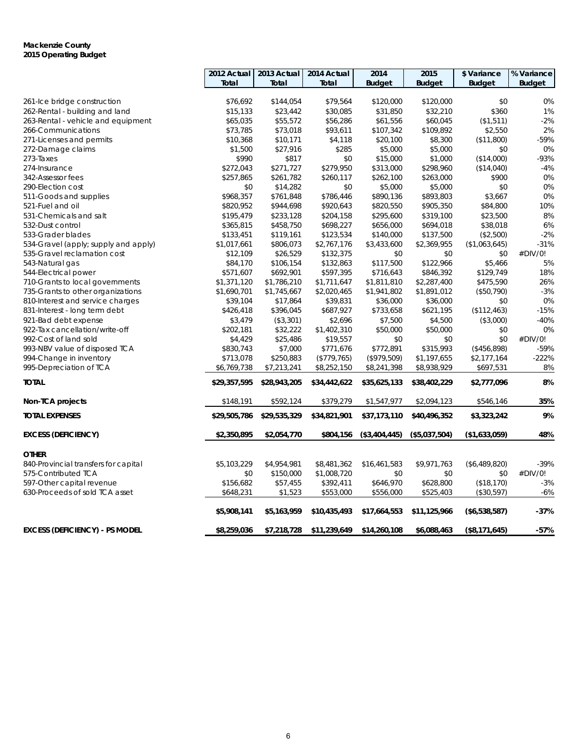**Mackenzie County**
**2015 Operating Budget**

| | 2012 Actual Total | 2013 Actual Total | 2014 Actual Total | 2014 Budget | 2015 Budget | $ Variance Budget | % Variance Budget |
|---|---|---|---|---|---|---|---|
| 261-Ice bridge construction | $76,692 | $144,054 | $79,564 | $120,000 | $120,000 | $0 | 0% |
| 262-Rental - building and land | $15,133 | $23,442 | $30,085 | $31,850 | $32,210 | $360 | 1% |
| 263-Rental - vehicle and equipment | $65,035 | $55,572 | $56,286 | $61,556 | $60,045 | ($1,511) | -2% |
| 266-Communications | $73,785 | $73,018 | $93,611 | $107,342 | $109,892 | $2,550 | 2% |
| 271-Licenses and permits | $10,368 | $10,171 | $4,118 | $20,100 | $8,300 | ($11,800) | -59% |
| 272-Damage claims | $1,500 | $27,916 | $285 | $5,000 | $5,000 | $0 | 0% |
| 273-Taxes | $990 | $817 | $0 | $15,000 | $1,000 | ($14,000) | -93% |
| 274-Insurance | $272,043 | $271,727 | $279,950 | $313,000 | $298,960 | ($14,040) | -4% |
| 342-Assessor fees | $257,865 | $261,782 | $260,117 | $262,100 | $263,000 | $900 | 0% |
| 290-Election cost | $0 | $14,282 | $0 | $5,000 | $5,000 | $0 | 0% |
| 511-Goods and supplies | $968,357 | $761,848 | $786,446 | $890,136 | $893,803 | $3,667 | 0% |
| 521-Fuel and oil | $820,952 | $944,698 | $920,643 | $820,550 | $905,350 | $84,800 | 10% |
| 531-Chemicals and salt | $195,479 | $233,128 | $204,158 | $295,600 | $319,100 | $23,500 | 8% |
| 532-Dust control | $365,815 | $458,750 | $698,227 | $656,000 | $694,018 | $38,018 | 6% |
| 533-Grader blades | $133,451 | $119,161 | $123,534 | $140,000 | $137,500 | ($2,500) | -2% |
| 534-Gravel (apply; supply and apply) | $1,017,661 | $806,073 | $2,767,176 | $3,433,600 | $2,369,955 | ($1,063,645) | -31% |
| 535-Gravel reclamation cost | $12,109 | $26,529 | $132,375 | $0 | $0 | $0 | #DIV/0! |
| 543-Natural gas | $84,170 | $106,154 | $132,863 | $117,500 | $122,966 | $5,466 | 5% |
| 544-Electrical power | $571,607 | $692,901 | $597,395 | $716,643 | $846,392 | $129,749 | 18% |
| 710-Grants to local governments | $1,371,120 | $1,786,210 | $1,711,647 | $1,811,810 | $2,287,400 | $475,590 | 26% |
| 735-Grants to other organizations | $1,690,701 | $1,745,667 | $2,020,465 | $1,941,802 | $1,891,012 | ($50,790) | -3% |
| 810-Interest and service charges | $39,104 | $17,864 | $39,831 | $36,000 | $36,000 | $0 | 0% |
| 831-Interest - long term debt | $426,418 | $396,045 | $687,927 | $733,658 | $621,195 | ($112,463) | -15% |
| 921-Bad debt expense | $3,479 | ($3,301) | $2,696 | $7,500 | $4,500 | ($3,000) | -40% |
| 922-Tax cancellation/write-off | $202,181 | $32,222 | $1,402,310 | $50,000 | $50,000 | $0 | 0% |
| 992-Cost of land sold | $4,429 | $25,486 | $19,557 | $0 | $0 | $0 | #DIV/0! |
| 993-NBV value of disposed TCA | $830,743 | $7,000 | $771,676 | $772,891 | $315,993 | ($456,898) | -59% |
| 994-Change in inventory | $713,078 | $250,883 | ($779,765) | ($979,509) | $1,197,655 | $2,177,164 | -222% |
| 995-Depreciation of TCA | $6,769,738 | $7,213,241 | $8,252,150 | $8,241,398 | $8,938,929 | $697,531 | 8% |
| **TOTAL** | **$29,357,595** | **$28,943,205** | **$34,442,622** | **$35,625,133** | **$38,402,229** | **$2,777,096** | **8%** |
| **Non-TCA projects** | $148,191 | $592,124 | $379,279 | $1,547,977 | $2,094,123 | $546,146 | **35%** |
| **TOTAL EXPENSES** | **$29,505,786** | **$29,535,329** | **$34,821,901** | **$37,173,110** | **$40,496,352** | **$3,323,242** | **9%** |
| **EXCESS (DEFICIENCY)** | **$2,350,895** | **$2,054,770** | **$804,156** | **($3,404,445)** | **($5,037,504)** | **($1,633,059)** | **48%** |
| **OTHER** | | | | | | | |
| 840-Provincial transfers for capital | $5,103,229 | $4,954,981 | $8,481,362 | $16,461,583 | $9,971,763 | ($6,489,820) | -39% |
| 575-Contributed TCA | $0 | $150,000 | $1,008,720 | $0 | $0 | $0 | #DIV/0! |
| 597-Other capital revenue | $156,682 | $57,455 | $392,411 | $646,970 | $628,800 | ($18,170) | -3% |
| 630-Proceeds of sold TCA asset | $648,231 | $1,523 | $553,000 | $556,000 | $525,403 | ($30,597) | -6% |
| | **$5,908,141** | **$5,163,959** | **$10,435,493** | **$17,664,553** | **$11,125,966** | **($6,538,587)** | **-37%** |
| **EXCESS (DEFICIENCY) - PS MODEL** | **$8,259,036** | **$7,218,728** | **$11,239,649** | **$14,260,108** | **$6,088,463** | **($8,171,645)** | **-57%** |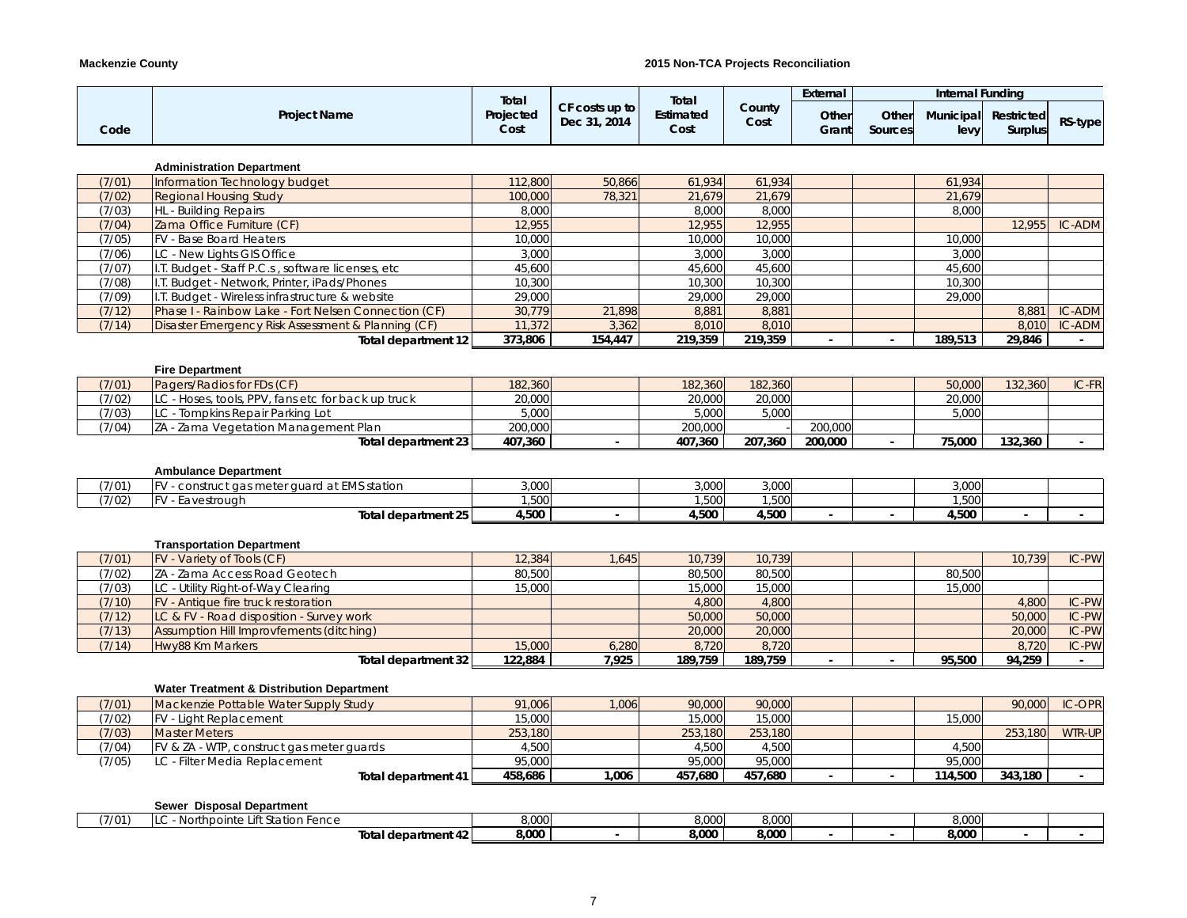**Mackenzie County**

**2015 Non-TCA Projects Reconciliation**

| Code | Project Name | Total Projected Cost | CF costs up to Dec 31, 2014 | Total Estimated Cost | County Cost | External: Other Grant | Internal Funding: Other Sources | Internal Funding: Municipal levy | Internal Funding: Restricted Surplus | Internal Funding: RS-type |
|---|---|---|---|---|---|---|---|---|---|---|
| | **Administration Department** | | | | | | | | | |
| (7/01) | Information Technology budget | 112,800 | 50,866 | 61,934 | 61,934 | | | 61,934 | | |
| (7/02) | Regional Housing Study | 100,000 | 78,321 | 21,679 | 21,679 | | | 21,679 | | |
| (7/03) | HL - Building Repairs | 8,000 | | 8,000 | 8,000 | | | 8,000 | | |
| (7/04) | Zama Office Furniture (CF) | 12,955 | | 12,955 | 12,955 | | | | 12,955 | IC-ADM |
| (7/05) | FV - Base Board Heaters | 10,000 | | 10,000 | 10,000 | | | 10,000 | | |
| (7/06) | LC - New Lights GIS Office | 3,000 | | 3,000 | 3,000 | | | 3,000 | | |
| (7/07) | I.T. Budget - Staff P.C.s, software licenses, etc | 45,600 | | 45,600 | 45,600 | | | 45,600 | | |
| (7/08) | I.T. Budget - Network, Printer, iPads/Phones | 10,300 | | 10,300 | 10,300 | | | 10,300 | | |
| (7/09) | I.T. Budget - Wireless infrastructure & website | 29,000 | | 29,000 | 29,000 | | | 29,000 | | |
| (7/12) | Phase I - Rainbow Lake - Fort Nelsen Connection (CF) | 30,779 | 21,898 | 8,881 | 8,881 | | | | 8,881 | IC-ADM |
| (7/14) | Disaster Emergency Risk Assessment & Planning (CF) | 11,372 | 3,362 | 8,010 | 8,010 | | | | 8,010 | IC-ADM |
| | **Total department 12** | **373,806** | **154,447** | **219,359** | **219,359** | **-** | **-** | **189,513** | **29,846** | **-** |
| | **Fire Department** | | | | | | | | | |
| (7/01) | Pagers/Radios for FDs (CF) | 182,360 | | 182,360 | 182,360 | | | 50,000 | 132,360 | IC-FR |
| (7/02) | LC - Hoses, tools, PPV, fans etc for back up truck | 20,000 | | 20,000 | 20,000 | | | 20,000 | | |
| (7/03) | LC - Tompkins Repair Parking Lot | 5,000 | | 5,000 | 5,000 | | | 5,000 | | |
| (7/04) | ZA - Zama Vegetation Management Plan | 200,000 | | 200,000 | - | 200,000 | | | | |
| | **Total department 23** | **407,360** | **-** | **407,360** | **207,360** | **200,000** | **-** | **75,000** | **132,360** | **-** |
| | **Ambulance Department** | | | | | | | | | |
| (7/01) | FV - construct gas meter guard at EMS station | 3,000 | | 3,000 | 3,000 | | | 3,000 | | |
| (7/02) | FV - Eavestrough | 1,500 | | 1,500 | 1,500 | | | 1,500 | | |
| | **Total department 25** | **4,500** | **-** | **4,500** | **4,500** | **-** | **-** | **4,500** | **-** | **-** |
| | **Transportation Department** | | | | | | | | | |
| (7/01) | FV - Variety of Tools (CF) | 12,384 | 1,645 | 10,739 | 10,739 | | | | 10,739 | IC-PW |
| (7/02) | ZA - Zama Access Road Geotech | 80,500 | | 80,500 | 80,500 | | | 80,500 | | |
| (7/03) | LC - Utility Right-of-Way Clearing | 15,000 | | 15,000 | 15,000 | | | 15,000 | | |
| (7/10) | FV - Antique fire truck restoration | | | 4,800 | 4,800 | | | | 4,800 | IC-PW |
| (7/12) | LC & FV - Road disposition - Survey work | | | 50,000 | 50,000 | | | | 50,000 | IC-PW |
| (7/13) | Assumption Hill Improvfements (ditching) | | | 20,000 | 20,000 | | | | 20,000 | IC-PW |
| (7/14) | Hwy88 Km Markers | 15,000 | 6,280 | 8,720 | 8,720 | | | | 8,720 | IC-PW |
| | **Total department 32** | **122,884** | **7,925** | **189,759** | **189,759** | **-** | **-** | **95,500** | **94,259** | **-** |
| | **Water Treatment & Distribution Department** | | | | | | | | | |
| (7/01) | Mackenzie Pottable Water Supply Study | 91,006 | 1,006 | 90,000 | 90,000 | | | | 90,000 | IC-OPR |
| (7/02) | FV - Light Replacement | 15,000 | | 15,000 | 15,000 | | | 15,000 | | |
| (7/03) | Master Meters | 253,180 | | 253,180 | 253,180 | | | | 253,180 | WTR-UP |
| (7/04) | FV & ZA - WTP, construct gas meter guards | 4,500 | | 4,500 | 4,500 | | | 4,500 | | |
| (7/05) | LC - Filter Media Replacement | 95,000 | | 95,000 | 95,000 | | | 95,000 | | |
| | **Total department 41** | **458,686** | **1,006** | **457,680** | **457,680** | **-** | **-** | **114,500** | **343,180** | **-** |
| | **Sewer Disposal Department** | | | | | | | | | |
| (7/01) | LC - Northpointe Lift Station Fence | 8,000 | | 8,000 | 8,000 | | | 8,000 | | |
| | **Total department 42** | **8,000** | **-** | **8,000** | **8,000** | **-** | **-** | **8,000** | **-** | **-** |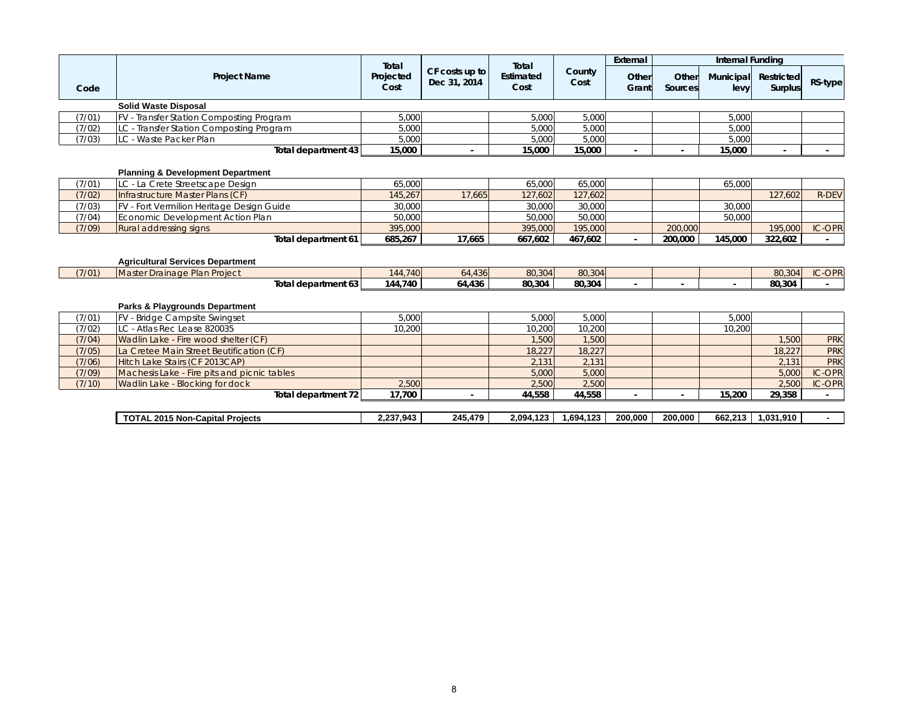| Code | Project Name | Total Projected Cost | CF costs up to Dec 31, 2014 | Total Estimated Cost | County Cost | External | Internal Funding | | | |
|---|---|---|---|---|---|---|---|---|---|---|
| | | | | | | Other Grant | Other Sources | Municipal levy | Restricted Surplus | RS-type |
| | **Solid Waste Disposal** | | | | | | | | | |
| (7/01) | FV - Transfer Station Composting Program | 5,000 | | 5,000 | 5,000 | | | 5,000 | | |
| (7/02) | LC - Transfer Station Composting Program | 5,000 | | 5,000 | 5,000 | | | 5,000 | | |
| (7/03) | LC - Waste Packer Plan | 5,000 | | 5,000 | 5,000 | | | 5,000 | | |
| | **Total department 43** | **15,000** | **-** | **15,000** | **15,000** | **-** | **-** | **15,000** | **-** | **-** |
| | **Planning & Development Department** | | | | | | | | | |
| (7/01) | LC - La Crete Streetscape Design | 65,000 | | 65,000 | 65,000 | | | 65,000 | | |
| (7/02) | Infrastructure Master Plans (CF) | 145,267 | 17,665 | 127,602 | 127,602 | | | | 127,602 | R-DEV |
| (7/03) | FV - Fort Vermilion Heritage Design Guide | 30,000 | | 30,000 | 30,000 | | | 30,000 | | |
| (7/04) | Economic Development Action Plan | 50,000 | | 50,000 | 50,000 | | | 50,000 | | |
| (7/09) | Rural addressing signs | 395,000 | | 395,000 | 195,000 | | 200,000 | | 195,000 | IC-OPR |
| | **Total department 61** | **685,267** | **17,665** | **667,602** | **467,602** | **-** | **200,000** | **145,000** | **322,602** | **-** |
| | **Agricultural Services Department** | | | | | | | | | |
| (7/01) | Master Drainage Plan Project | 144,740 | 64,436 | 80,304 | 80,304 | | | | 80,304 | IC-OPR |
| | **Total department 63** | **144,740** | **64,436** | **80,304** | **80,304** | **-** | **-** | **-** | **80,304** | **-** |
| | **Parks & Playgrounds Department** | | | | | | | | | |
| (7/01) | FV - Bridge Campsite Swingset | 5,000 | | 5,000 | 5,000 | | | 5,000 | | |
| (7/02) | LC - Atlas Rec Lease 820035 | 10,200 | | 10,200 | 10,200 | | | 10,200 | | |
| (7/04) | Wadlin Lake - Fire wood shelter (CF) | | | 1,500 | 1,500 | | | | 1,500 | PRK |
| (7/05) | La Cretee Main Street Beutification (CF) | | | 18,227 | 18,227 | | | | 18,227 | PRK |
| (7/06) | Hitch Lake Stairs (CF 2013CAP) | | | 2,131 | 2,131 | | | | 2,131 | PRK |
| (7/09) | Machesis Lake - Fire pits and picnic tables | | | 5,000 | 5,000 | | | | 5,000 | IC-OPR |
| (7/10) | Wadlin Lake - Blocking for dock | 2,500 | | 2,500 | 2,500 | | | | 2,500 | IC-OPR |
| | **Total department 72** | **17,700** | **-** | **44,558** | **44,558** | **-** | **-** | **15,200** | **29,358** | **-** |
| | **TOTAL 2015 Non-Capital Projects** | **2,237,943** | **245,479** | **2,094,123** | **1,694,123** | **200,000** | **200,000** | **662,213** | **1,031,910** | **-** |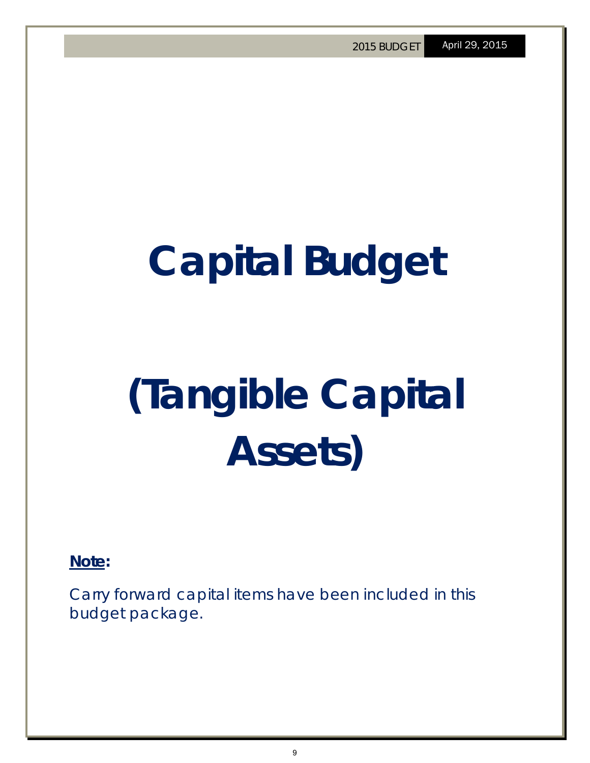# Capital Budget

# (Tangible Capital Assets)

**Note:**

Carry forward capital items have been included in this budget package.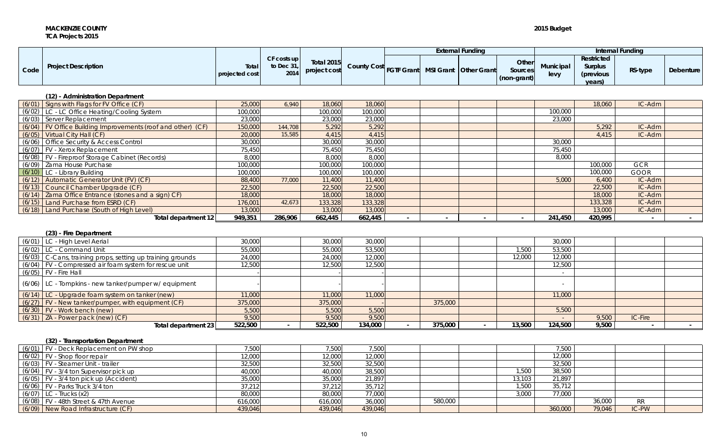**MACKENZIE COUNTY**
**TCA Projects 2015**

**2015 Budget**

| Code | Project Description | Total projected cost | CF costs up to Dec 31, 2014 | Total 2015 project cost | County Cost | External Funding | | | | Internal Funding | | | |
|---|---|---|---|---|---|---|---|---|---|---|---|---|---|
| | | | | | | FGTF Grant | MSI Grant | Other Grant | Other Sources (non-grant) | Municipal levy | Restricted Surplus (previous years) | RS-type | Debenture |
| | **(12) - Administration Department** | | | | | | | | | | | | |
| (6/01) | Signs with Flags for FV Office (CF) | 25,000 | 6,940 | 18,060 | 18,060 | | | | | | 18,060 | IC-Adm | |
| (6/02) | LC - LC Office Heating/Cooling System | 100,000 | | 100,000 | 100,000 | | | | | 100,000 | | | |
| (6/03) | Server Replacement | 23,000 | | 23,000 | 23,000 | | | | | 23,000 | | | |
| (6/04) | FV Office Building Improvements (roof and other) (CF) | 150,000 | 144,708 | 5,292 | 5,292 | | | | | | 5,292 | IC-Adm | |
| (6/05) | Virtual City Hall (CF) | 20,000 | 15,585 | 4,415 | 4,415 | | | | | | 4,415 | IC-Adm | |
| (6/06) | Office Security & Access Control | 30,000 | | 30,000 | 30,000 | | | | | 30,000 | | | |
| (6/07) | FV - Xerox Replacement | 75,450 | | 75,450 | 75,450 | | | | | 75,450 | | | |
| (6/08) | FV - Fireproof Storage Cabinet (Records) | 8,000 | | 8,000 | 8,000 | | | | | 8,000 | | | |
| (6/09) | Zama House Purchase | 100,000 | | 100,000 | 100,000 | | | | | | 100,000 | GCR | |
| (6/10) | LC - Library Building | 100,000 | | 100,000 | 100,000 | | | | | | 100,000 | GOOR | |
| (6/12) | Automatic Generator Unit (FV) (CF) | 88,400 | 77,000 | 11,400 | 11,400 | | | | | 5,000 | 6,400 | IC-Adm | |
| (6/13) | Council Chamber Upgrade (CF) | 22,500 | | 22,500 | 22,500 | | | | | | 22,500 | IC-Adm | |
| (6/14) | Zama Office Entrance (stones and a sign) CF) | 18,000 | | 18,000 | 18,000 | | | | | | 18,000 | IC-Adm | |
| (6/15) | Land Purchase from ESRD (CF) | 176,001 | 42,673 | 133,328 | 133,328 | | | | | | 133,328 | IC-Adm | |
| (6/18) | Land Purchase (South of High Level) | 13,000 | | 13,000 | 13,000 | | | | | | 13,000 | IC-Adm | |
| | **Total department 12** | **949,351** | **286,906** | **662,445** | **662,445** | **-** | **-** | **-** | **-** | **241,450** | **420,995** | **-** | **-** |
| | **(23) - Fire Department** | | | | | | | | | | | | |
| (6/01) | LC - High Level Aerial | 30,000 | | 30,000 | 30,000 | | | | | 30,000 | | | |
| (6/02) | LC - Command Unit | 55,000 | | 55,000 | 53,500 | | | | 1,500 | 53,500 | | | |
| (6/03) | C-Cans, training props, setting up training grounds | 24,000 | | 24,000 | 12,000 | | | | 12,000 | 12,000 | | | |
| (6/04) | FV - Compressed air foam system for rescue unit | 12,500 | | 12,500 | 12,500 | | | | | 12,500 | | | |
| (6/05) | FV - Fire Hall | - | | - | - | | | | | - | | | |
| (6/06) | LC - Tompkins - new tanker/pumper w/ equipment | - | | - | - | | | | | - | | | |
| (6/14) | LC - Upgrade foam system on tanker (new) | 11,000 | | 11,000 | 11,000 | | | | | 11,000 | | | |
| (6/27) | FV - New tanker/pumper, with equipment (CF) | 375,000 | | 375,000 | - | | 375,000 | | | | | | |
| (6/30) | FV - Work bench (new) | 5,500 | | 5,500 | 5,500 | | | | | 5,500 | | | |
| (6/31) | ZA - Power pack (new) (CF) | 9,500 | | 9,500 | 9,500 | | | | | - | 9,500 | IC-Fire | |
| | **Total department 23** | **522,500** | **-** | **522,500** | **134,000** | **-** | **375,000** | **-** | **13,500** | **124,500** | **9,500** | **-** | **-** |
| | **(32) - Transportation Department** | | | | | | | | | | | | |
| (6/01) | FV - Deck Replacement on PW shop | 7,500 | | 7,500 | 7,500 | | | | | 7,500 | | | |
| (6/02) | FV - Shop floor repair | 12,000 | | 12,000 | 12,000 | | | | | 12,000 | | | |
| (6/03) | FV - Steamer Unit - trailer | 32,500 | | 32,500 | 32,500 | | | | | 32,500 | | | |
| (6/04) | FV - 3/4 ton Supervisor pick up | 40,000 | | 40,000 | 38,500 | | | | 1,500 | 38,500 | | | |
| (6/05) | FV - 3/4 ton pick up (Accident) | 35,000 | | 35,000 | 21,897 | | | | 13,103 | 21,897 | | | |
| (6/06) | FV - Parks Truck 3/4 ton | 37,212 | | 37,212 | 35,712 | | | | 1,500 | 35,712 | | | |
| (6/07) | LC - Trucks (x2) | 80,000 | | 80,000 | 77,000 | | | | 3,000 | 77,000 | | | |
| (6/08) | FV - 48th Street & 47th Avenue | 616,000 | | 616,000 | 36,000 | | 580,000 | | | | 36,000 | RR | |
| (6/09) | New Road Infrastructure (CF) | 439,046 | | 439,046 | 439,046 | | | | | 360,000 | 79,046 | IC-PW | |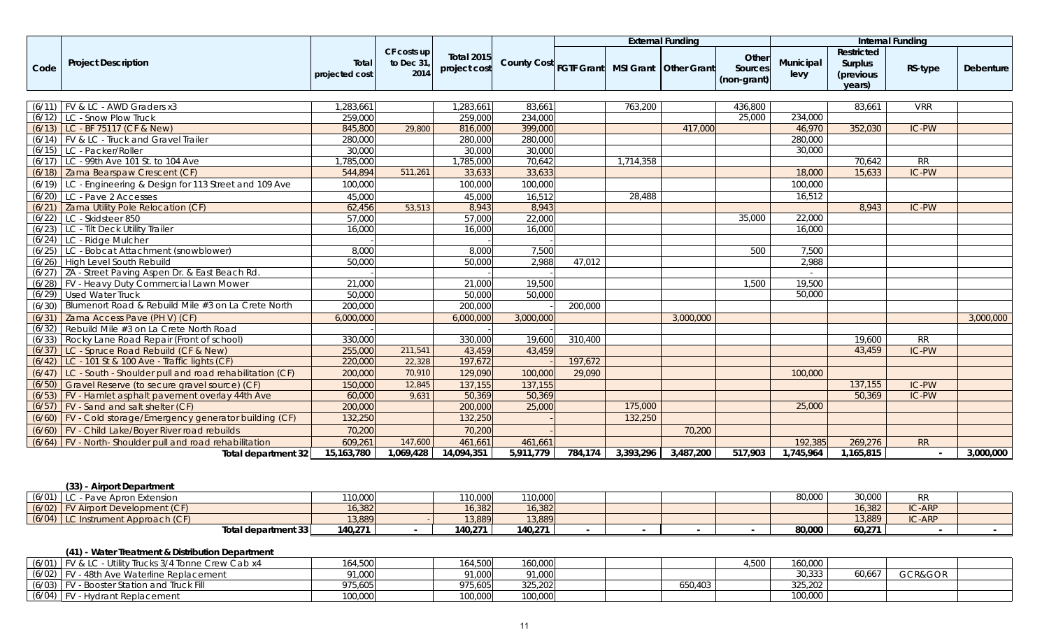| Code | Project Description | Total projected cost | CF costs up to Dec 31, 2014 | Total 2015 project cost | County Cost | External Funding | | | | Internal Funding | | | |
|---|---|---|---|---|---|---|---|---|---|---|---|---|---|
| | | | | | | FGTF Grant | MSI Grant | Other Grant | Other Sources (non-grant) | Municipal levy | Restricted Surplus (previous years) | RS-type | Debenture |
| (6/11) | FV & LC - AWD Graders x3 | 1,283,661 | | 1,283,661 | 83,661 | | 763,200 | | 436,800 | | 83,661 | VRR | |
| (6/12) | LC - Snow Plow Truck | 259,000 | | 259,000 | 234,000 | | | | 25,000 | 234,000 | | | |
| (6/13) | LC - BF 75117 (CF & New) | 845,800 | 29,800 | 816,000 | 399,000 | | | 417,000 | | 46,970 | 352,030 | IC-PW | |
| (6/14) | FV & LC - Truck and Gravel Trailer | 280,000 | | 280,000 | 280,000 | | | | | 280,000 | | | |
| (6/15) | LC - Packer/Roller | 30,000 | | 30,000 | 30,000 | | | | | 30,000 | | | |
| (6/17) | LC - 99th Ave 101 St. to 104 Ave | 1,785,000 | | 1,785,000 | 70,642 | | 1,714,358 | | | | 70,642 | RR | |
| (6/18) | Zama Bearspaw Crescent (CF) | 544,894 | 511,261 | 33,633 | 33,633 | | | | | 18,000 | 15,633 | IC-PW | |
| (6/19) | LC - Engineering & Design for 113 Street and 109 Ave | 100,000 | | 100,000 | 100,000 | | | | | 100,000 | | | |
| (6/20) | LC - Pave 2 Accesses | 45,000 | | 45,000 | 16,512 | | 28,488 | | | 16,512 | | | |
| (6/21) | Zama Utility Pole Relocation (CF) | 62,456 | 53,513 | 8,943 | 8,943 | | | | | | 8,943 | IC-PW | |
| (6/22) | LC - Skidsteer 850 | 57,000 | | 57,000 | 22,000 | | | | 35,000 | 22,000 | | | |
| (6/23) | LC - Tilt Deck Utility Trailer | 16,000 | | 16,000 | 16,000 | | | | | 16,000 | | | |
| (6/24) | LC - Ridge Mulcher | - | | - | | | | | | | | | |
| (6/25) | LC - Bobcat Attachment (snowblower) | 8,000 | | 8,000 | 7,500 | | | | 500 | 7,500 | | | |
| (6/26) | High Level South Rebuild | 50,000 | | 50,000 | 2,988 | 47,012 | | | | 2,988 | | | |
| (6/27) | ZA - Street Paving Aspen Dr. & East Beach Rd. | - | | - | - | | | | | - | | | |
| (6/28) | FV - Heavy Duty Commercial Lawn Mower | 21,000 | | 21,000 | 19,500 | | | | 1,500 | 19,500 | | | |
| (6/29) | Used Water Truck | 50,000 | | 50,000 | 50,000 | | | | | 50,000 | | | |
| (6/30) | Blumenort Road & Rebuild Mile #3 on La Crete North | 200,000 | | 200,000 | - | 200,000 | | | | | | | |
| (6/31) | Zama Access Pave (PH V) (CF) | 6,000,000 | | 6,000,000 | 3,000,000 | | | 3,000,000 | | | | | 3,000,000 |
| (6/32) | Rebuild Mile #3 on La Crete North Road | - | | - | - | | | | | | | | |
| (6/33) | Rocky Lane Road Repair (Front of school) | 330,000 | | 330,000 | 19,600 | 310,400 | | | | | 19,600 | RR | |
| (6/37) | LC - Spruce Road Rebuild (CF & New) | 255,000 | 211,541 | 43,459 | 43,459 | | | | | | 43,459 | IC-PW | |
| (6/42) | LC - 101 St & 100 Ave - Traffic lights (CF) | 220,000 | 22,328 | 197,672 | - | 197,672 | | | | | | | |
| (6/47) | LC - South - Shoulder pull and road rehabilitation (CF) | 200,000 | 70,910 | 129,090 | 100,000 | 29,090 | | | | 100,000 | | | |
| (6/50) | Gravel Reserve (to secure gravel source) (CF) | 150,000 | 12,845 | 137,155 | 137,155 | | | | | | 137,155 | IC-PW | |
| (6/53) | FV - Hamlet asphalt pavement overlay 44th Ave | 60,000 | 9,631 | 50,369 | 50,369 | | | | | | 50,369 | IC-PW | |
| (6/57) | FV - Sand and salt shelter (CF) | 200,000 | | 200,000 | 25,000 | | 175,000 | | | 25,000 | | | |
| (6/60) | FV - Cold storage/Emergency generator building (CF) | 132,250 | | 132,250 | - | | 132,250 | | | | | | |
| (6/60) | FV - Child Lake/Boyer River road rebuilds | 70,200 | | 70,200 | - | | | 70,200 | | | | | |
| (6/64) | FV - North- Shoulder pull and road rehabilitation | 609,261 | 147,600 | 461,661 | 461,661 | | | | | 192,385 | 269,276 | RR | |
| | **Total department 32** | **15,163,780** | **1,069,428** | **14,094,351** | **5,911,779** | **784,174** | **3,393,296** | **3,487,200** | **517,903** | **1,745,964** | **1,165,815** | **-** | **3,000,000** |
| | **(33) - Airport Department** | | | | | | | | | | | | |
| (6/01) | LC - Pave Apron Extension | 110,000 | | 110,000 | 110,000 | | | | | 80,000 | 30,000 | RR | |
| (6/02) | FV Airport Development (CF) | 16,382 | | 16,382 | 16,382 | | | | | | 16,382 | IC-ARP | |
| (6/04) | LC Instrument Approach (CF) | 13,889 | - | 13,889 | 13,889 | | | | | | 13,889 | IC-ARP | |
| | **Total department 33** | **140,271** | **-** | **140,271** | **140,271** | **-** | **-** | **-** | **-** | **80,000** | **60,271** | **-** | **-** |
| | **(41) - Water Treatment & Distribution Department** | | | | | | | | | | | | |
| (6/01) | FV & LC - Utility Trucks 3/4 Tonne Crew Cab x4 | 164,500 | | 164,500 | 160,000 | | | | 4,500 | 160,000 | | | |
| (6/02) | FV - 48th Ave Waterline Replacement | 91,000 | | 91,000 | 91,000 | | | | | 30,333 | 60,667 | GCR&GOR | |
| (6/03) | FV - Booster Station and Truck Fill | 975,605 | | 975,605 | 325,202 | | | 650,403 | | 325,202 | | | |
| (6/04) | FV - Hydrant Replacement | 100,000 | | 100,000 | 100,000 | | | | | 100,000 | | | |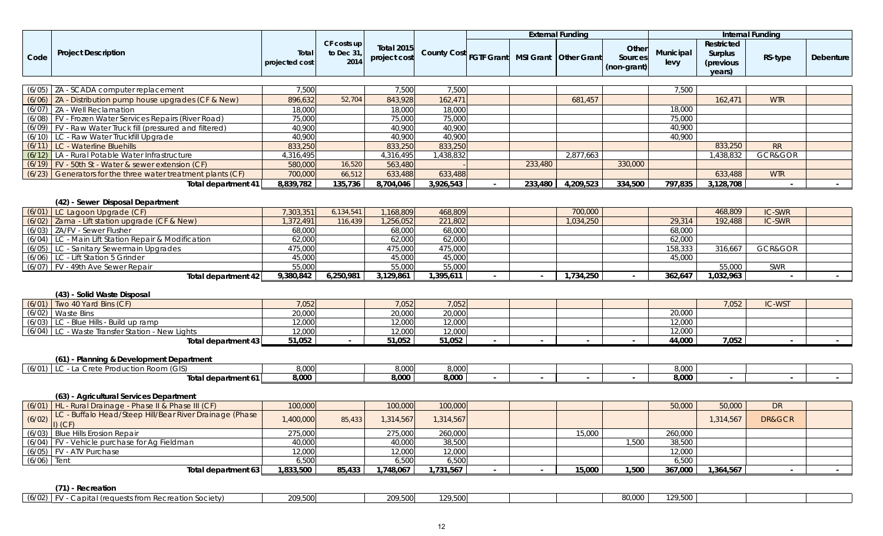| Code | Project Description | Total projected cost | CF costs up to Dec 31, 2014 | Total 2015 project cost | County Cost | External Funding | | | | Internal Funding | | | |
|---|---|---|---|---|---|---|---|---|---|---|---|---|---|
| | | | | | | FGTF Grant | MSI Grant | Other Grant | Other Sources (non-grant) | Municipal levy | Restricted Surplus (previous years) | RS-type | Debenture |
| (6/05) | ZA - SCADA computer replacement | 7,500 | | 7,500 | 7,500 | | | | | 7,500 | | | |
| (6/06) | ZA - Distribution pump house upgrades (CF & New) | 896,632 | 52,704 | 843,928 | 162,471 | | | 681,457 | | | 162,471 | WTR | |
| (6/07) | ZA - Well Reclamation | 18,000 | | 18,000 | 18,000 | | | | | 18,000 | | | |
| (6/08) | FV - Frozen Water Services Repairs (River Road) | 75,000 | | 75,000 | 75,000 | | | | | 75,000 | | | |
| (6/09) | FV - Raw Water Truck fill (pressured and filtered) | 40,900 | | 40,900 | 40,900 | | | | | 40,900 | | | |
| (6/10) | LC - Raw Water Truckfill Upgrade | 40,900 | | 40,900 | 40,900 | | | | | 40,900 | | | |
| (6/11) | LC - Waterline Bluehills | 833,250 | | 833,250 | 833,250 | | | | | | 833,250 | RR | |
| (6/12) | LA - Rural Potable Water Infrastructure | 4,316,495 | | 4,316,495 | 1,438,832 | | | 2,877,663 | | | 1,438,832 | GCR&GOR | |
| (6/19) | FV - 50th St - Water & sewer extension (CF) | 580,000 | 16,520 | 563,480 | - | | 233,480 | | 330,000 | | | | |
| (6/23) | Generators for the three water treatment plants (CF) | 700,000 | 66,512 | 633,488 | 633,488 | | | | | | 633,488 | WTR | |
| | **Total department 41** | **8,839,782** | **135,736** | **8,704,046** | **3,926,543** | **-** | **233,480** | **4,209,523** | **334,500** | **797,835** | **3,128,708** | **-** | **-** |
| | **(42) - Sewer Disposal Department** | | | | | | | | | | | | |
| (6/01) | LC Lagoon Upgrade (CF) | 7,303,351 | 6,134,541 | 1,168,809 | 468,809 | | | 700,000 | | | 468,809 | IC-SWR | |
| (6/02) | Zama - Lift station upgrade (CF & New) | 1,372,491 | 116,439 | 1,256,052 | 221,802 | | | 1,034,250 | | 29,314 | 192,488 | IC-SWR | |
| (6/03) | ZA/FV - Sewer Flusher | 68,000 | | 68,000 | 68,000 | | | | | 68,000 | | | |
| (6/04) | LC - Main Lift Station Repair & Modification | 62,000 | | 62,000 | 62,000 | | | | | 62,000 | | | |
| (6/05) | LC - Sanitary Sewermain Upgrades | 475,000 | | 475,000 | 475,000 | | | | | 158,333 | 316,667 | GCR&GOR | |
| (6/06) | LC - Lift Station 5 Grinder | 45,000 | | 45,000 | 45,000 | | | | | 45,000 | | | |
| (6/07) | FV - 49th Ave Sewer Repair | 55,000 | | 55,000 | 55,000 | | | | | | 55,000 | SWR | |
| | **Total department 42** | **9,380,842** | **6,250,981** | **3,129,861** | **1,395,611** | **-** | **-** | **1,734,250** | **-** | **362,647** | **1,032,963** | **-** | **-** |
| | **(43) - Solid Waste Disposal** | | | | | | | | | | | | |
| (6/01) | Two 40 Yard Bins (CF) | 7,052 | | 7,052 | 7,052 | | | | | | 7,052 | IC-WST | |
| (6/02) | Waste Bins | 20,000 | | 20,000 | 20,000 | | | | | 20,000 | | | |
| (6/03) | LC - Blue Hills - Build up ramp | 12,000 | | 12,000 | 12,000 | | | | | 12,000 | | | |
| (6/04) | LC - Waste Transfer Station - New Lights | 12,000 | | 12,000 | 12,000 | | | | | 12,000 | | | |
| | **Total department 43** | **51,052** | **-** | **51,052** | **51,052** | **-** | **-** | **-** | **-** | **44,000** | **7,052** | **-** | **-** |
| | **(61) - Planning & Development Department** | | | | | | | | | | | | |
| (6/01) | LC - La Crete Production Room (GIS) | 8,000 | | 8,000 | 8,000 | | | | | 8,000 | | | |
| | **Total department 61** | **8,000** | | **8,000** | **8,000** | **-** | **-** | **-** | **-** | **8,000** | **-** | **-** | **-** |
| | **(63) - Agricultural Services Department** | | | | | | | | | | | | |
| (6/01) | HL - Rural Drainage - Phase II & Phase III (CF) | 100,000 | | 100,000 | 100,000 | | | | | 50,000 | 50,000 | DR | |
| (6/02) | LC - Buffalo Head/Steep Hill/Bear River Drainage (Phase I) (CF) | 1,400,000 | 85,433 | 1,314,567 | 1,314,567 | | | | | | 1,314,567 | DR&GCR | |
| (6/03) | Blue Hills Erosion Repair | 275,000 | | 275,000 | 260,000 | | | 15,000 | | 260,000 | | | |
| (6/04) | FV - Vehicle purchase for Ag Fieldman | 40,000 | | 40,000 | 38,500 | | | | 1,500 | 38,500 | | | |
| (6/05) | FV - ATV Purchase | 12,000 | | 12,000 | 12,000 | | | | | 12,000 | | | |
| (6/06) | Tent | 6,500 | | 6,500 | 6,500 | | | | | 6,500 | | | |
| | **Total department 63** | **1,833,500** | **85,433** | **1,748,067** | **1,731,567** | **-** | **-** | **15,000** | **1,500** | **367,000** | **1,364,567** | **-** | **-** |
| | **(71) - Recreation** | | | | | | | | | | | | |
| (6/02) | FV - Capital (requests from Recreation Society) | 209,500 | | 209,500 | 129,500 | | | | 80,000 | 129,500 | | | |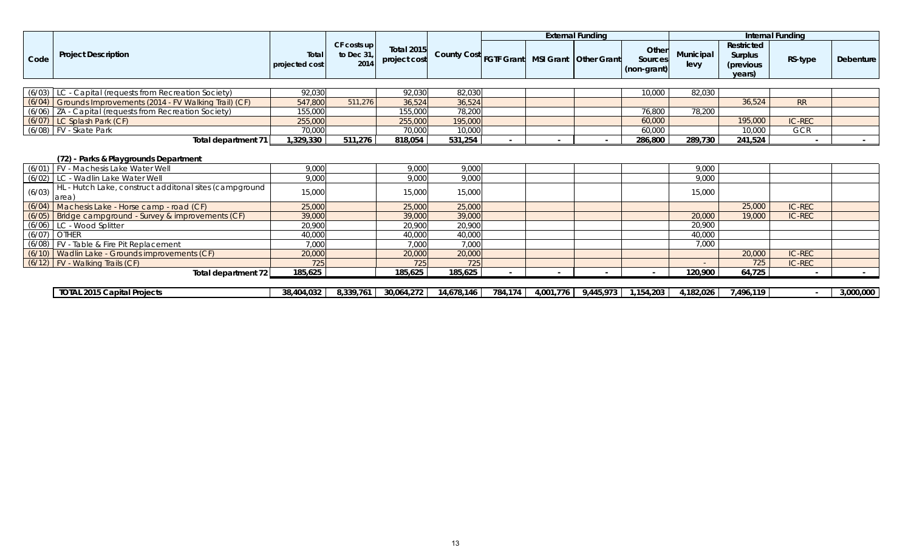| Code | Project Description | Total projected cost | CF costs up to Dec 31, 2014 | Total 2015 project cost | County Cost | External Funding | | | Other Sources (non-grant) | Internal Funding | | | |
|---|---|---|---|---|---|---|---|---|---|---|---|---|---|
| | | | | | | FGTF Grant | MSI Grant | Other Grant | | Municipal levy | Restricted Surplus (previous years) | RS-type | Debenture |
| (6/03) | LC - Capital (requests from Recreation Society) | 92,030 | | 92,030 | 82,030 | | | | 10,000 | 82,030 | | | |
| (6/04) | Grounds Improvements (2014 - FV Walking Trail) (CF) | 547,800 | 511,276 | 36,524 | 36,524 | | | | | | 36,524 | RR | |
| (6/06) | ZA - Capital (requests from Recreation Society) | 155,000 | | 155,000 | 78,200 | | | | 76,800 | 78,200 | | | |
| (6/07) | LC Splash Park (CF) | 255,000 | | 255,000 | 195,000 | | | | 60,000 | | 195,000 | IC-REC | |
| (6/08) | FV - Skate Park | 70,000 | | 70,000 | 10,000 | | | | 60,000 | | 10,000 | GCR | |
| | **Total department 71** | **1,329,330** | **511,276** | **818,054** | **531,254** | **-** | **-** | **-** | **286,800** | **289,730** | **241,524** | **-** | **-** |
| | **(72) - Parks & Playgrounds Department** | | | | | | | | | | | | |
| (6/01) | FV - Machesis Lake Water Well | 9,000 | | 9,000 | 9,000 | | | | | 9,000 | | | |
| (6/02) | LC - Wadlin Lake Water Well | 9,000 | | 9,000 | 9,000 | | | | | 9,000 | | | |
| (6/03) | HL - Hutch Lake, construct additonal sites (campground area) | 15,000 | | 15,000 | 15,000 | | | | | 15,000 | | | |
| (6/04) | Machesis Lake - Horse camp - road (CF) | 25,000 | | 25,000 | 25,000 | | | | | | 25,000 | IC-REC | |
| (6/05) | Bridge campground - Survey & improvements (CF) | 39,000 | | 39,000 | 39,000 | | | | | 20,000 | 19,000 | IC-REC | |
| (6/06) | LC - Wood Splitter | 20,900 | | 20,900 | 20,900 | | | | | 20,900 | | | |
| (6/07) | OTHER | 40,000 | | 40,000 | 40,000 | | | | | 40,000 | | | |
| (6/08) | FV - Table & Fire Pit Replacement | 7,000 | | 7,000 | 7,000 | | | | | 7,000 | | | |
| (6/10) | Wadlin Lake - Grounds improvements (CF) | 20,000 | | 20,000 | 20,000 | | | | | | 20,000 | IC-REC | |
| (6/12) | FV - Walking Trails (CF) | 725 | | 725 | 725 | | | | | - | 725 | IC-REC | |
| | **Total department 72** | **185,625** | | **185,625** | **185,625** | **-** | **-** | **-** | **-** | **120,900** | **64,725** | **-** | **-** |
| | **TOTAL 2015 Capital Projects** | **38,404,032** | **8,339,761** | **30,064,272** | **14,678,146** | **784,174** | **4,001,776** | **9,445,973** | **1,154,203** | **4,182,026** | **7,496,119** | **-** | **3,000,000** |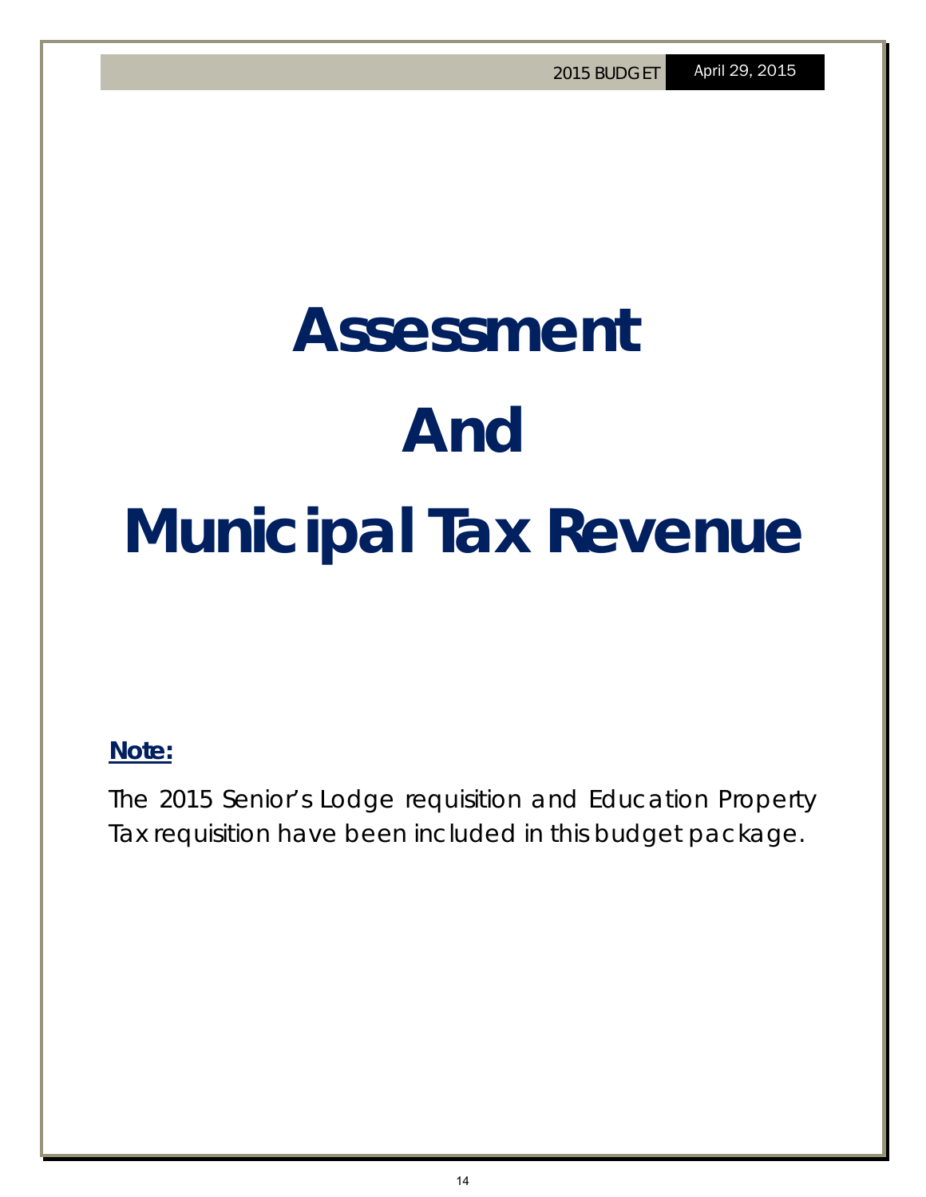# Assessment And Municipal Tax Revenue

**Note:**

The 2015 Senior's Lodge requisition and Education Property Tax requisition have been included in this budget package.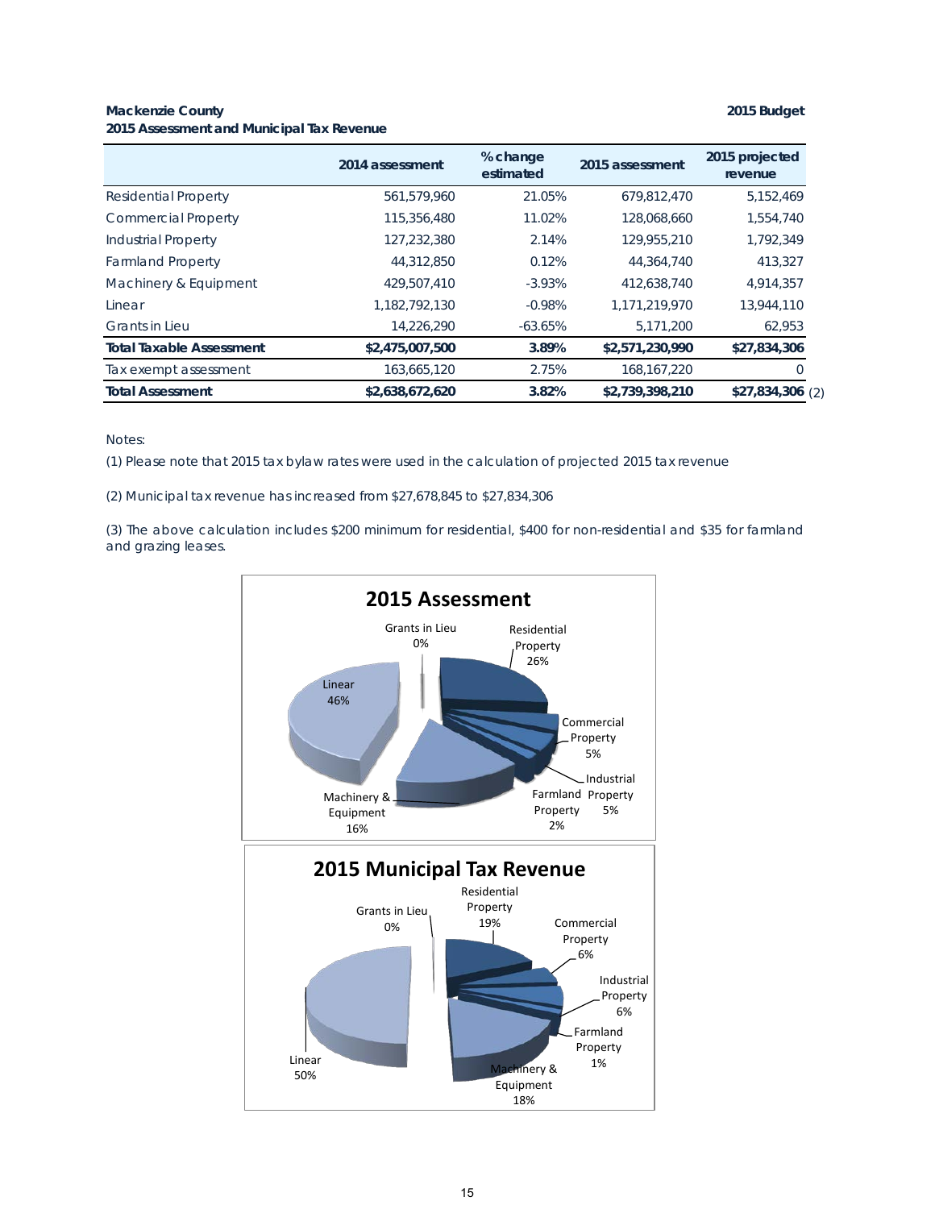**Mackenzie County** **2015 Budget**

**2015 Assessment and Municipal Tax Revenue**

| | 2014 assessment | % change estimated | 2015 assessment | 2015 projected revenue |
|---|---|---|---|---|
| Residential Property | 561,579,960 | 21.05% | 679,812,470 | 5,152,469 |
| Commercial Property | 115,356,480 | 11.02% | 128,068,660 | 1,554,740 |
| Industrial Property | 127,232,380 | 2.14% | 129,955,210 | 1,792,349 |
| Farmland Property | 44,312,850 | 0.12% | 44,364,740 | 413,327 |
| Machinery & Equipment | 429,507,410 | -3.93% | 412,638,740 | 4,914,357 |
| Linear | 1,182,792,130 | -0.98% | 1,171,219,970 | 13,944,110 |
| Grants in Lieu | 14,226,290 | -63.65% | 5,171,200 | 62,953 |
| **Total Taxable Assessment** | **$2,475,007,500** | **3.89%** | **$2,571,230,990** | **$27,834,306** |
| Tax exempt assessment | 163,665,120 | 2.75% | 168,167,220 | 0 |
| **Total Assessment** | **$2,638,672,620** | **3.82%** | **$2,739,398,210** | **$27,834,306** (2) |

Notes:

(1) Please note that 2015 tax bylaw rates were used in the calculation of projected 2015 tax revenue

(2) Municipal tax revenue has increased from $27,678,845 to $27,834,306

(3) The above calculation includes $200 minimum for residential, $400 for non-residential and $35 for farmland and grazing leases.

**2015 Assessment**

| Category | % |
|---|---|
| Residential Property | 26% |
| Commercial Property | 5% |
| Industrial Property | 5% |
| Farmland Property | 2% |
| Machinery & Equipment | 16% |
| Linear | 46% |
| Grants in Lieu | 0% |

**2015 Municipal Tax Revenue**

| Category | % |
|---|---|
| Residential Property | 19% |
| Commercial Property | 6% |
| Industrial Property | 6% |
| Farmland Property | 1% |
| Machinery & Equipment | 18% |
| Linear | 50% |
| Grants in Lieu | 0% |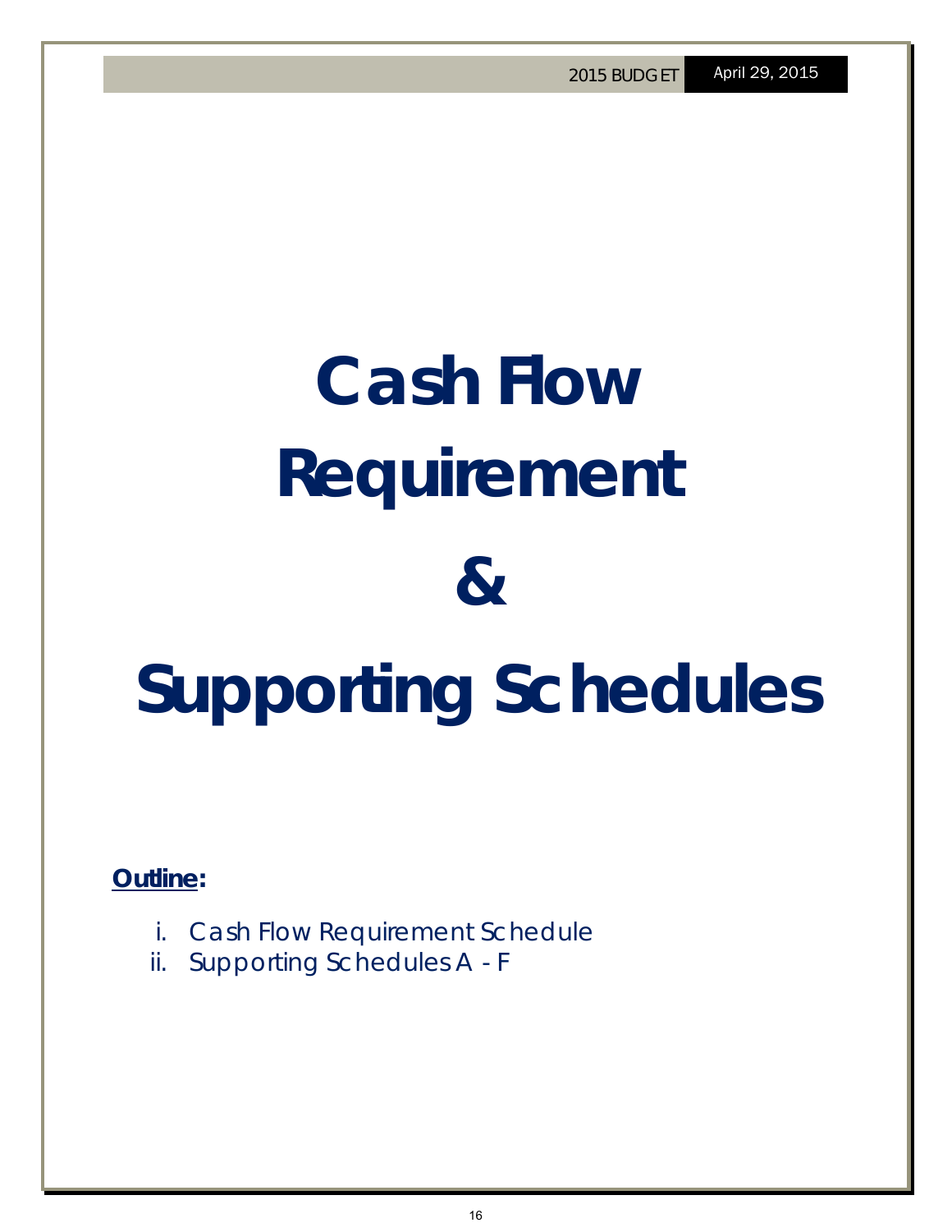# Cash Flow Requirement & Supporting Schedules

**Outline:**

i. Cash Flow Requirement Schedule
ii. Supporting Schedules A - F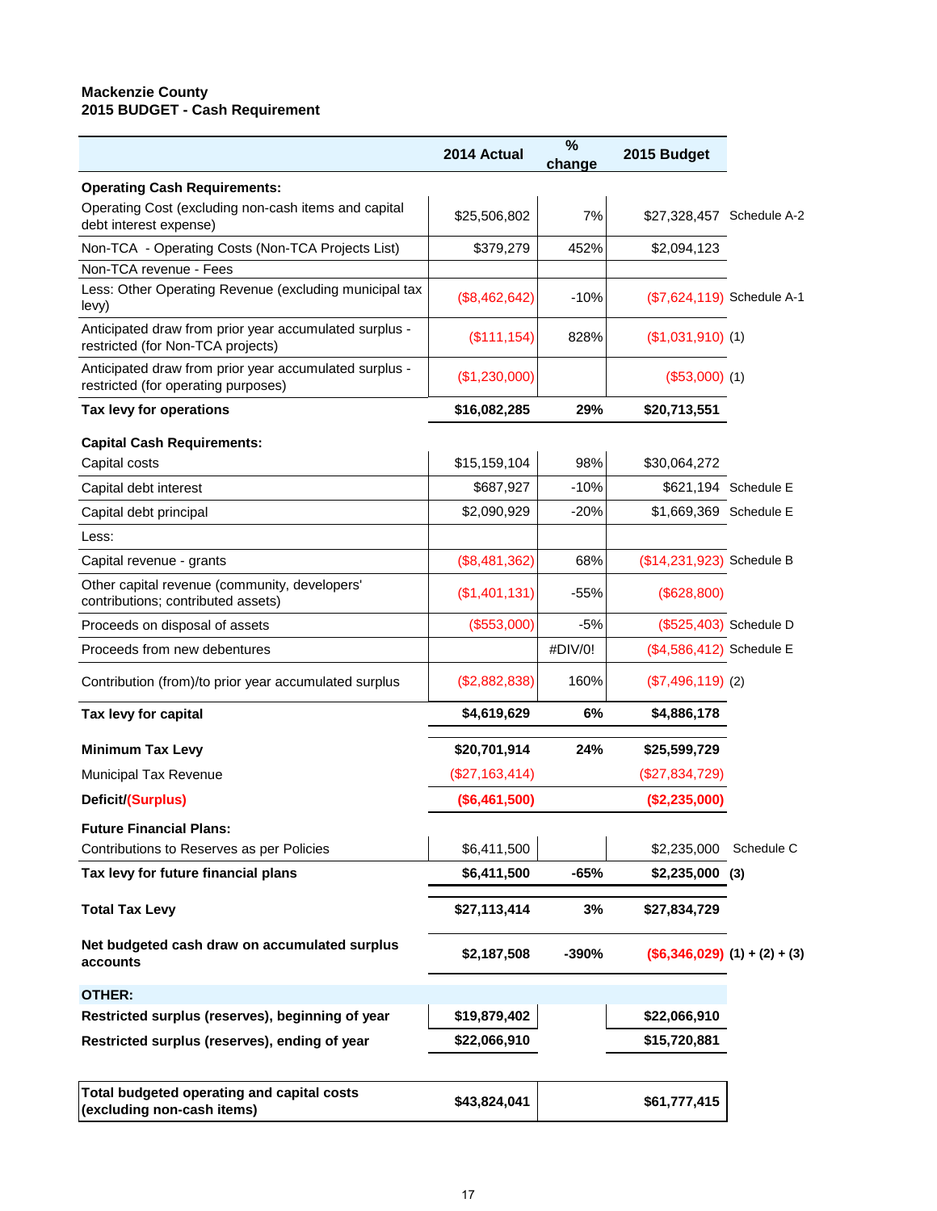**Mackenzie County**
**2015 BUDGET - Cash Requirement**

| | 2014 Actual | % change | 2015 Budget | |
|---|---|---|---|---|
| **Operating Cash Requirements:** | | | | |
| Operating Cost (excluding non-cash items and capital debt interest expense) | $25,506,802 | 7% | $27,328,457 | Schedule A-2 |
| Non-TCA - Operating Costs (Non-TCA Projects List) | $379,279 | 452% | $2,094,123 | |
| Non-TCA revenue - Fees | | | | |
| Less: Other Operating Revenue (excluding municipal tax levy) | ($8,462,642) | -10% | ($7,624,119) | Schedule A-1 |
| Anticipated draw from prior year accumulated surplus - restricted (for Non-TCA projects) | ($111,154) | 828% | ($1,031,910) | (1) |
| Anticipated draw from prior year accumulated surplus - restricted (for operating purposes) | ($1,230,000) | | ($53,000) | (1) |
| **Tax levy for operations** | **$16,082,285** | **29%** | **$20,713,551** | |
| **Capital Cash Requirements:** | | | | |
| Capital costs | $15,159,104 | 98% | $30,064,272 | |
| Capital debt interest | $687,927 | -10% | $621,194 | Schedule E |
| Capital debt principal | $2,090,929 | -20% | $1,669,369 | Schedule E |
| Less: | | | | |
| Capital revenue - grants | ($8,481,362) | 68% | ($14,231,923) | Schedule B |
| Other capital revenue (community, developers' contributions; contributed assets) | ($1,401,131) | -55% | ($628,800) | |
| Proceeds on disposal of assets | ($553,000) | -5% | ($525,403) | Schedule D |
| Proceeds from new debentures | | #DIV/0! | ($4,586,412) | Schedule E |
| Contribution (from)/to prior year accumulated surplus | ($2,882,838) | 160% | ($7,496,119) | (2) |
| **Tax levy for capital** | **$4,619,629** | **6%** | **$4,886,178** | |
| **Minimum Tax Levy** | **$20,701,914** | **24%** | **$25,599,729** | |
| Municipal Tax Revenue | ($27,163,414) | | ($27,834,729) | |
| **Deficit/(Surplus)** | **($6,461,500)** | | **($2,235,000)** | |
| **Future Financial Plans:** | | | | |
| Contributions to Reserves as per Policies | $6,411,500 | | $2,235,000 | Schedule C |
| **Tax levy for future financial plans** | **$6,411,500** | **-65%** | **$2,235,000** | **(3)** |
| **Total Tax Levy** | **$27,113,414** | **3%** | **$27,834,729** | |
| **Net budgeted cash draw on accumulated surplus accounts** | **$2,187,508** | **-390%** | **($6,346,029)** | **(1) + (2) + (3)** |
| **OTHER:** | | | | |
| **Restricted surplus (reserves), beginning of year** | **$19,879,402** | | **$22,066,910** | |
| **Restricted surplus (reserves), ending of year** | **$22,066,910** | | **$15,720,881** | |
| **Total budgeted operating and capital costs (excluding non-cash items)** | **$43,824,041** | | **$61,777,415** | |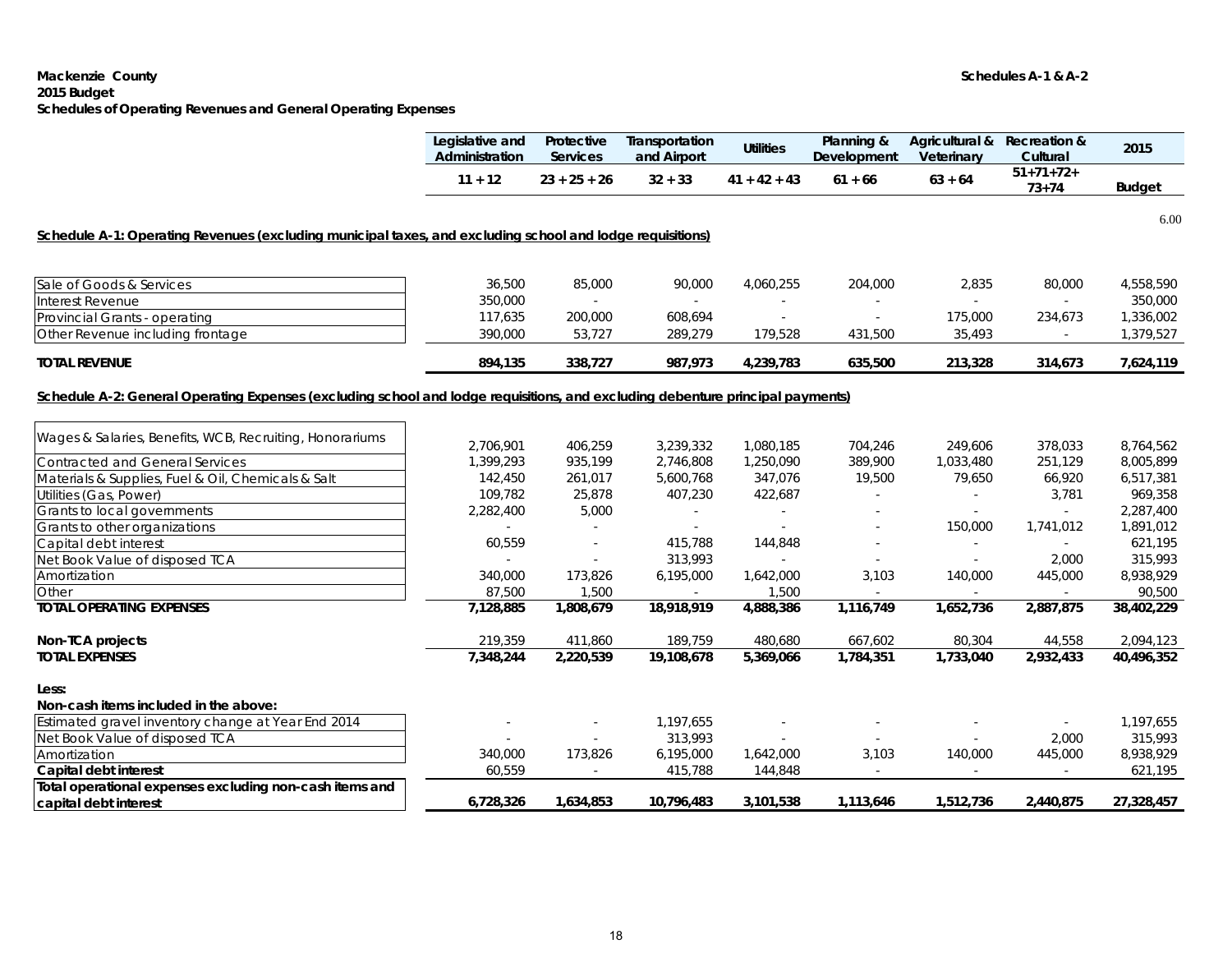**Mackenzie County**
**2015 Budget**
**Schedules of Operating Revenues and General Operating Expenses**

**Schedules A-1 & A-2**

| | Legislative and Administration | Protective Services | Transportation and Airport | Utilities | Planning & Development | Agricultural & Veterinary | Recreation & Cultural | 2015 |
|---|---|---|---|---|---|---|---|---|
| | 11 + 12 | 23 + 25 + 26 | 32 + 33 | 41 + 42 + 43 | 61 + 66 | 63 + 64 | 51+71+72+ 73+74 | Budget |

6.00

**Schedule A-1: Operating Revenues (excluding municipal taxes, and excluding school and lodge requisitions)**

| | Legislative and Administration | Protective Services | Transportation and Airport | Utilities | Planning & Development | Agricultural & Veterinary | Recreation & Cultural | 2015 Budget |
|---|---|---|---|---|---|---|---|---|
| Sale of Goods & Services | 36,500 | 85,000 | 90,000 | 4,060,255 | 204,000 | 2,835 | 80,000 | 4,558,590 |
| Interest Revenue | 350,000 | - | - | - | - | - | - | 350,000 |
| Provincial Grants - operating | 117,635 | 200,000 | 608,694 | - | - | 175,000 | 234,673 | 1,336,002 |
| Other Revenue including frontage | 390,000 | 53,727 | 289,279 | 179,528 | 431,500 | 35,493 | - | 1,379,527 |
| **TOTAL REVENUE** | **894,135** | **338,727** | **987,973** | **4,239,783** | **635,500** | **213,328** | **314,673** | **7,624,119** |

**Schedule A-2: General Operating Expenses (excluding school and lodge requisitions, and excluding debenture principal payments)**

| | Legislative and Administration | Protective Services | Transportation and Airport | Utilities | Planning & Development | Agricultural & Veterinary | Recreation & Cultural | 2015 Budget |
|---|---|---|---|---|---|---|---|---|
| Wages & Salaries, Benefits, WCB, Recruiting, Honorariums | 2,706,901 | 406,259 | 3,239,332 | 1,080,185 | 704,246 | 249,606 | 378,033 | 8,764,562 |
| Contracted and General Services | 1,399,293 | 935,199 | 2,746,808 | 1,250,090 | 389,900 | 1,033,480 | 251,129 | 8,005,899 |
| Materials & Supplies, Fuel & Oil, Chemicals & Salt | 142,450 | 261,017 | 5,600,768 | 347,076 | 19,500 | 79,650 | 66,920 | 6,517,381 |
| Utilities (Gas, Power) | 109,782 | 25,878 | 407,230 | 422,687 | - | - | 3,781 | 969,358 |
| Grants to local governments | 2,282,400 | 5,000 | - | - | - | - | - | 2,287,400 |
| Grants to other organizations | - | - | - | - | - | 150,000 | 1,741,012 | 1,891,012 |
| Capital debt interest | 60,559 | - | 415,788 | 144,848 | - | - | - | 621,195 |
| Net Book Value of disposed TCA | - | - | 313,993 | - | - | - | 2,000 | 315,993 |
| Amortization | 340,000 | 173,826 | 6,195,000 | 1,642,000 | 3,103 | 140,000 | 445,000 | 8,938,929 |
| Other | 87,500 | 1,500 | - | 1,500 | - | - | - | 90,500 |
| **TOTAL OPERATING EXPENSES** | **7,128,885** | **1,808,679** | **18,918,919** | **4,888,386** | **1,116,749** | **1,652,736** | **2,887,875** | **38,402,229** |
| **Non-TCA projects** | 219,359 | 411,860 | 189,759 | 480,680 | 667,602 | 80,304 | 44,558 | 2,094,123 |
| **TOTAL EXPENSES** | **7,348,244** | **2,220,539** | **19,108,678** | **5,369,066** | **1,784,351** | **1,733,040** | **2,932,433** | **40,496,352** |
| **Less:** | | | | | | | | |
| **Non-cash items included in the above:** | | | | | | | | |
| Estimated gravel inventory change at Year End 2014 | - | - | 1,197,655 | - | - | - | - | 1,197,655 |
| Net Book Value of disposed TCA | - | - | 313,993 | - | - | - | 2,000 | 315,993 |
| Amortization | 340,000 | 173,826 | 6,195,000 | 1,642,000 | 3,103 | 140,000 | 445,000 | 8,938,929 |
| **Capital debt interest** | 60,559 | - | 415,788 | 144,848 | - | - | - | 621,195 |
| **Total operational expenses excluding non-cash items and capital debt interest** | **6,728,326** | **1,634,853** | **10,796,483** | **3,101,538** | **1,113,646** | **1,512,736** | **2,440,875** | **27,328,457** |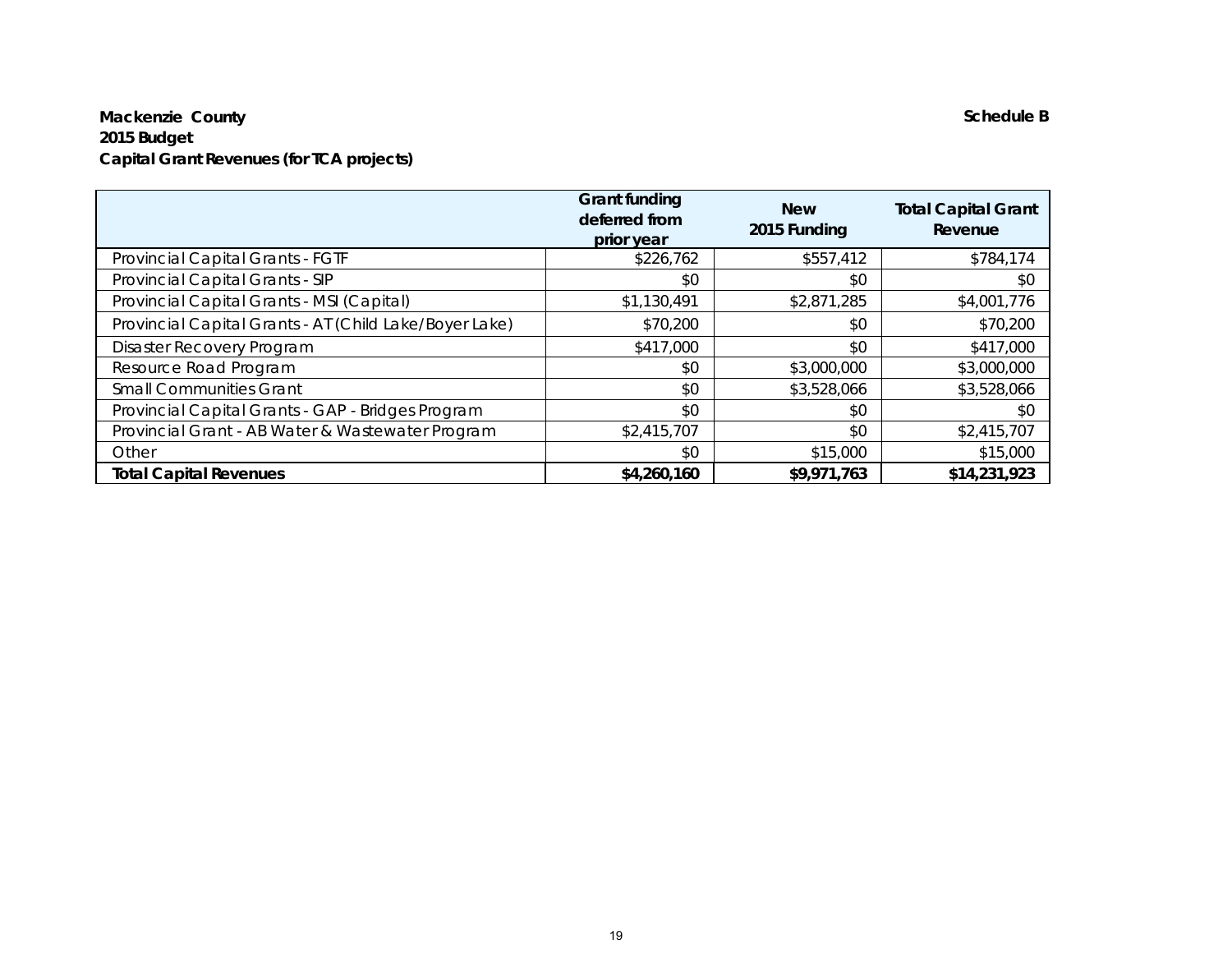**Mackenzie County** **Schedule B**
**2015 Budget**
**Capital Grant Revenues (for TCA projects)**

| | Grant funding deferred from prior year | New 2015 Funding | Total Capital Grant Revenue |
|---|---|---|---|
| Provincial Capital Grants - FGTF | $226,762 | $557,412 | $784,174 |
| Provincial Capital Grants - SIP | $0 | $0 | $0 |
| Provincial Capital Grants - MSI (Capital) | $1,130,491 | $2,871,285 | $4,001,776 |
| Provincial Capital Grants - AT (Child Lake/Boyer Lake) | $70,200 | $0 | $70,200 |
| Disaster Recovery Program | $417,000 | $0 | $417,000 |
| Resource Road Program | $0 | $3,000,000 | $3,000,000 |
| Small Communities Grant | $0 | $3,528,066 | $3,528,066 |
| Provincial Capital Grants - GAP - Bridges Program | $0 | $0 | $0 |
| Provincial Grant - AB Water & Wastewater Program | $2,415,707 | $0 | $2,415,707 |
| Other | $0 | $15,000 | $15,000 |
| **Total Capital Revenues** | **$4,260,160** | **$9,971,763** | **$14,231,923** |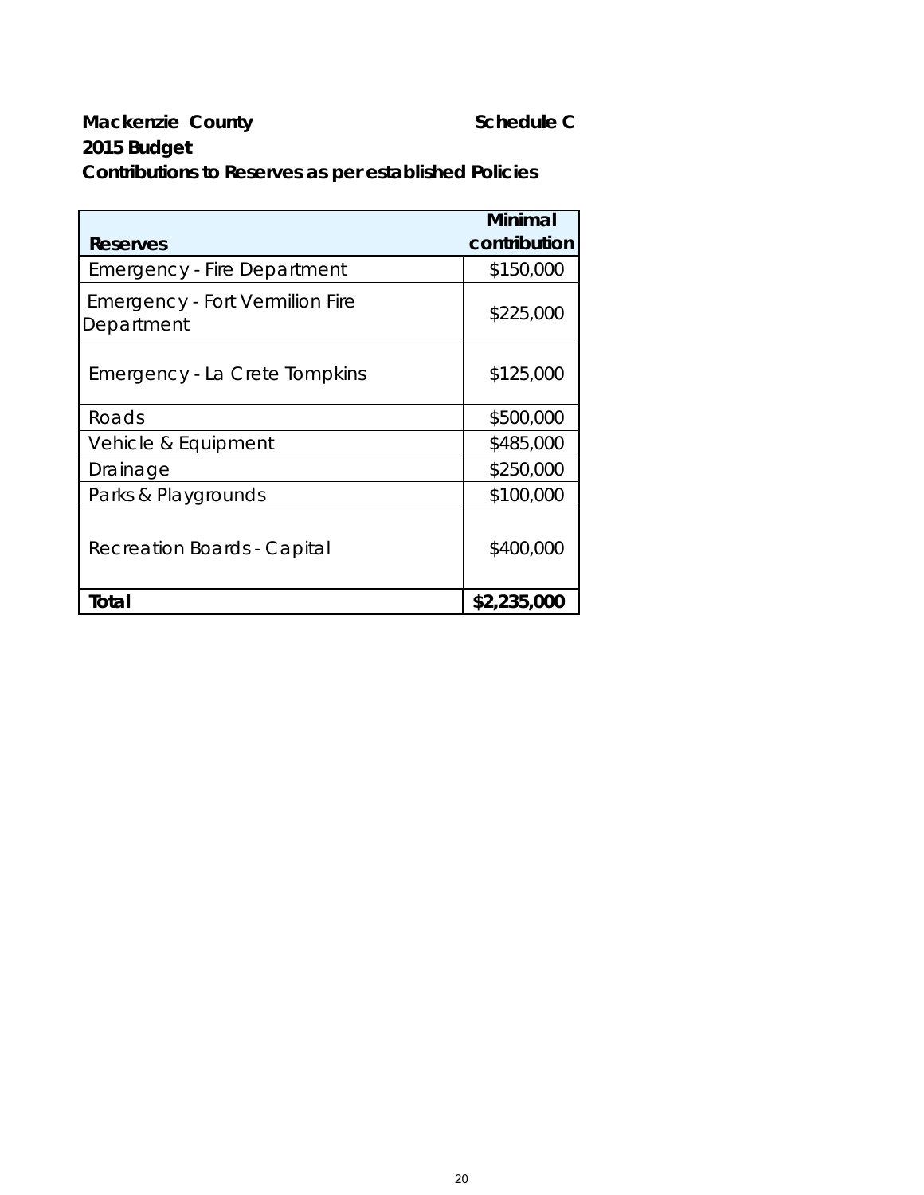**Mackenzie County** **Schedule C**

**2015 Budget**

**Contributions to Reserves as per established Policies**

| **Reserves** | **Minimal contribution** |
|---|---|
| Emergency - Fire Department | $150,000 |
| Emergency - Fort Vermilion Fire Department | $225,000 |
| Emergency - La Crete Tompkins | $125,000 |
| Roads | $500,000 |
| Vehicle & Equipment | $485,000 |
| Drainage | $250,000 |
| Parks & Playgrounds | $100,000 |
| Recreation Boards - Capital | $400,000 |
| **Total** | **$2,235,000** |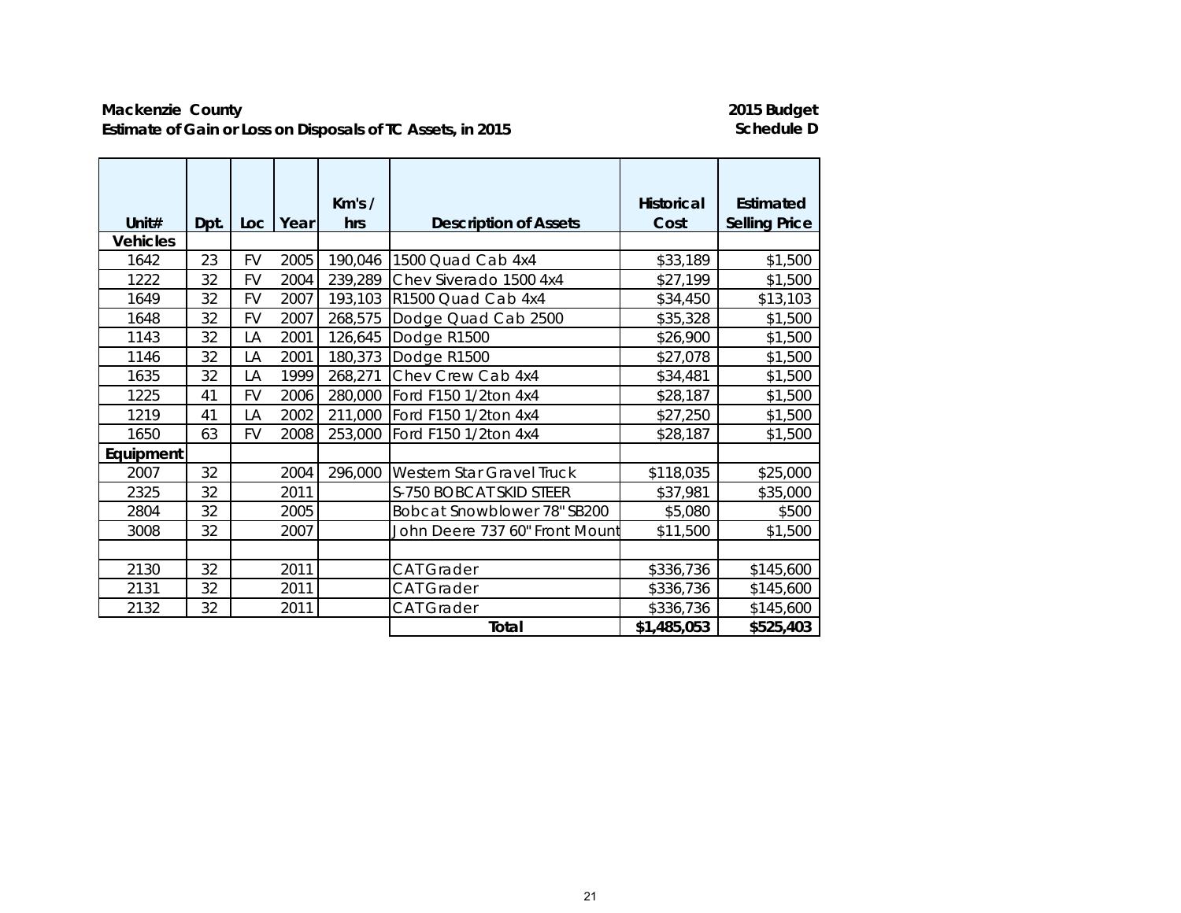**Mackenzie County**
**Estimate of Gain or Loss on Disposals of TC Assets, in 2015**

**2015 Budget**
**Schedule D**

| Unit# | Dpt. | Loc | Year | Km's / hrs | Description of Assets | Historical Cost | Estimated Selling Price |
|---|---|---|---|---|---|---|---|
| **Vehicles** | | | | | | | |
| 1642 | 23 | FV | 2005 | 190,046 | 1500 Quad Cab 4x4 | $33,189 | $1,500 |
| 1222 | 32 | FV | 2004 | 239,289 | Chev Siverado 1500 4x4 | $27,199 | $1,500 |
| 1649 | 32 | FV | 2007 | 193,103 | R1500 Quad Cab 4x4 | $34,450 | $13,103 |
| 1648 | 32 | FV | 2007 | 268,575 | Dodge Quad Cab 2500 | $35,328 | $1,500 |
| 1143 | 32 | LA | 2001 | 126,645 | Dodge R1500 | $26,900 | $1,500 |
| 1146 | 32 | LA | 2001 | 180,373 | Dodge R1500 | $27,078 | $1,500 |
| 1635 | 32 | LA | 1999 | 268,271 | Chev Crew Cab 4x4 | $34,481 | $1,500 |
| 1225 | 41 | FV | 2006 | 280,000 | Ford F150 1/2ton 4x4 | $28,187 | $1,500 |
| 1219 | 41 | LA | 2002 | 211,000 | Ford F150 1/2ton 4x4 | $27,250 | $1,500 |
| 1650 | 63 | FV | 2008 | 253,000 | Ford F150 1/2ton 4x4 | $28,187 | $1,500 |
| **Equipment** | | | | | | | |
| 2007 | 32 | | 2004 | 296,000 | Western Star Gravel Truck | $118,035 | $25,000 |
| 2325 | 32 | | 2011 | | S-750 BOBCAT SKID STEER | $37,981 | $35,000 |
| 2804 | 32 | | 2005 | | Bobcat Snowblower 78" SB200 | $5,080 | $500 |
| 3008 | 32 | | 2007 | | John Deere 737 60" Front Mount | $11,500 | $1,500 |
| | | | | | | | |
| 2130 | 32 | | 2011 | | CAT Grader | $336,736 | $145,600 |
| 2131 | 32 | | 2011 | | CAT Grader | $336,736 | $145,600 |
| 2132 | 32 | | 2011 | | CAT Grader | $336,736 | $145,600 |
| | | | | | **Total** | **$1,485,053** | **$525,403** |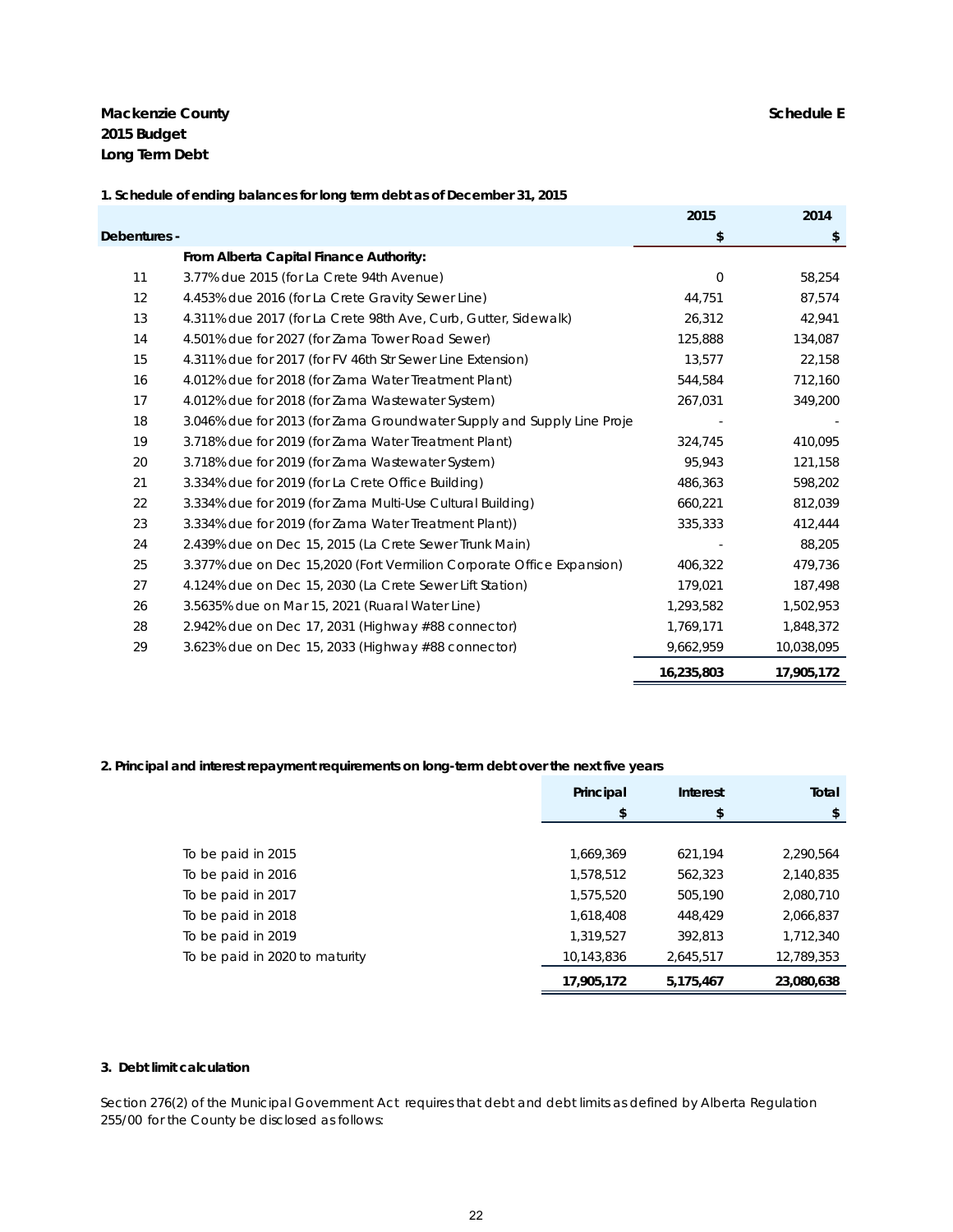**Mackenzie County** **Schedule E**

**2015 Budget**

**Long Term Debt**

**1. Schedule of ending balances for long term debt as of December 31, 2015**

| | | 2015 | 2014 |
|---|---|---|---|
| **Debentures -** | | **$** | **$** |
| | **From Alberta Capital Finance Authority:** | | |
| 11 | 3.77% due 2015 (for La Crete 94th Avenue) | 0 | 58,254 |
| 12 | 4.453% due 2016 (for La Crete Gravity Sewer Line) | 44,751 | 87,574 |
| 13 | 4.311% due 2017 (for La Crete 98th Ave, Curb, Gutter, Sidewalk) | 26,312 | 42,941 |
| 14 | 4.501% due for 2027 (for Zama Tower Road Sewer) | 125,888 | 134,087 |
| 15 | 4.311% due for 2017 (for FV 46th Str Sewer Line Extension) | 13,577 | 22,158 |
| 16 | 4.012% due for 2018 (for Zama Water Treatment Plant) | 544,584 | 712,160 |
| 17 | 4.012% due for 2018 (for Zama Wastewater System) | 267,031 | 349,200 |
| 18 | 3.046% due for 2013 (for Zama Groundwater Supply and Supply Line Proje | - | - |
| 19 | 3.718% due for 2019 (for Zama Water Treatment Plant) | 324,745 | 410,095 |
| 20 | 3.718% due for 2019 (for Zama Wastewater System) | 95,943 | 121,158 |
| 21 | 3.334% due for 2019 (for La Crete Office Building) | 486,363 | 598,202 |
| 22 | 3.334% due for 2019 (for Zama Multi-Use Cultural Building) | 660,221 | 812,039 |
| 23 | 3.334% due for 2019 (for Zama Water Treatment Plant)) | 335,333 | 412,444 |
| 24 | 2.439% due on Dec 15, 2015 (La Crete Sewer Trunk Main) | - | 88,205 |
| 25 | 3.377% due on Dec 15,2020 (Fort Vermilion Corporate Office Expansion) | 406,322 | 479,736 |
| 27 | 4.124% due on Dec 15, 2030 (La Crete Sewer Lift Station) | 179,021 | 187,498 |
| 26 | 3.5635% due on Mar 15, 2021 (Ruaral Water Line) | 1,293,582 | 1,502,953 |
| 28 | 2.942% due on Dec 17, 2031 (Highway #88 connector) | 1,769,171 | 1,848,372 |
| 29 | 3.623% due on Dec 15, 2033 (Highway #88 connector) | 9,662,959 | 10,038,095 |
| | | **16,235,803** | **17,905,172** |

**2. Principal and interest repayment requirements on long-term debt over the next five years**

| | Principal | Interest | Total |
|---|---|---|---|
| | $ | $ | $ |
| To be paid in 2015 | 1,669,369 | 621,194 | 2,290,564 |
| To be paid in 2016 | 1,578,512 | 562,323 | 2,140,835 |
| To be paid in 2017 | 1,575,520 | 505,190 | 2,080,710 |
| To be paid in 2018 | 1,618,408 | 448,429 | 2,066,837 |
| To be paid in 2019 | 1,319,527 | 392,813 | 1,712,340 |
| To be paid in 2020 to maturity | 10,143,836 | 2,645,517 | 12,789,353 |
| | **17,905,172** | **5,175,467** | **23,080,638** |

**3. Debt limit calculation**

Section 276(2) of the *Municipal Government Act* requires that debt and debt limits as defined by Alberta Regulation 255/00 for the County be disclosed as follows: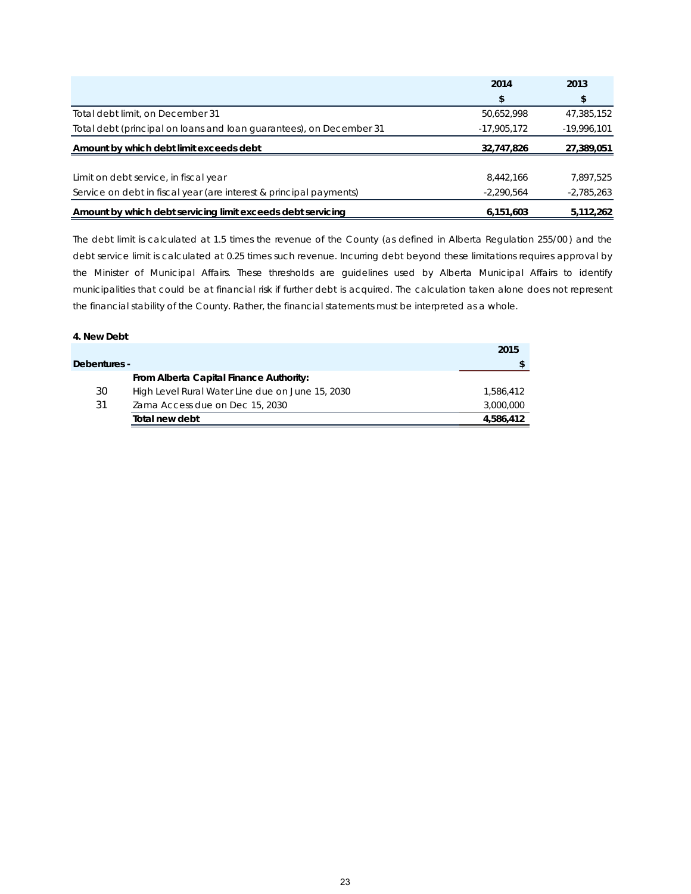| | 2014 | 2013 |
|---|---|---|
| | $ | $ |
| Total debt limit, on December 31 | 50,652,998 | 47,385,152 |
| Total debt (principal on loans and loan guarantees), on December 31 | -17,905,172 | -19,996,101 |
| **Amount by which debt limit exceeds debt** | **32,747,826** | **27,389,051** |
| | | |
| Limit on debt service, in fiscal year | 8,442,166 | 7,897,525 |
| Service on debt in fiscal year (are interest & principal payments) | -2,290,564 | -2,785,263 |
| **Amount by which debt servicing limit exceeds debt servicing** | **6,151,603** | **5,112,262** |

The debt limit is calculated at 1.5 times the revenue of the County (as defined in Alberta Regulation 255/00) and the debt service limit is calculated at 0.25 times such revenue. Incurring debt beyond these limitations requires approval by the Minister of Municipal Affairs. These thresholds are guidelines used by Alberta Municipal Affairs to identify municipalities that could be at financial risk if further debt is acquired. The calculation taken alone does not represent the financial stability of the County. Rather, the financial statements must be interpreted as a whole.

**4. New Debt**

| | | 2015 |
|---|---|---|
| **Debentures -** | | $ |
| | **From Alberta Capital Finance Authority:** | |
| 30 | High Level Rural Water Line due on June 15, 2030 | 1,586,412 |
| 31 | Zama Access due on Dec 15, 2030 | 3,000,000 |
| | **Total new debt** | **4,586,412** |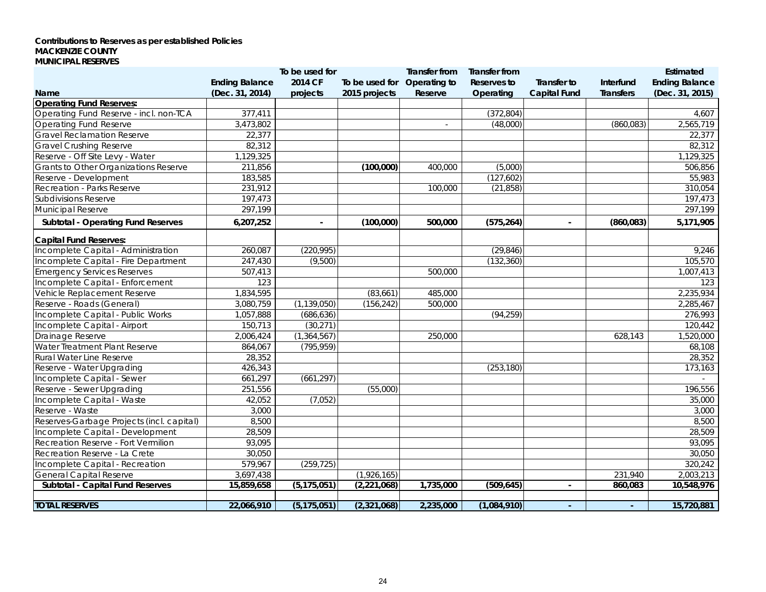**Contributions to Reserves as per established Policies**
**MACKENZIE COUNTY**
**MUNICIPAL RESERVES**

| Name | Ending Balance (Dec. 31, 2014) | To be used for 2014 CF projects | To be used for 2015 projects | Transfer from Operating to Reserve | Transfer from Reserves to Operating | Transfer to Capital Fund | Interfund Transfers | Estimated Ending Balance (Dec. 31, 2015) |
|---|---|---|---|---|---|---|---|---|
| **Operating Fund Reserves:** | | | | | | | | |
| Operating Fund Reserve - incl. non-TCA | 377,411 | | | | (372,804) | | | 4,607 |
| Operating Fund Reserve | 3,473,802 | | | - | (48,000) | | (860,083) | 2,565,719 |
| Gravel Reclamation Reserve | 22,377 | | | | | | | 22,377 |
| Gravel Crushing Reserve | 82,312 | | | | | | | 82,312 |
| Reserve - Off Site Levy - Water | 1,129,325 | | | | | | | 1,129,325 |
| Grants to Other Organizations Reserve | 211,856 | | **(100,000)** | 400,000 | (5,000) | | | 506,856 |
| Reserve - Development | 183,585 | | | | (127,602) | | | 55,983 |
| Recreation - Parks Reserve | 231,912 | | | 100,000 | (21,858) | | | 310,054 |
| Subdivisions Reserve | 197,473 | | | | | | | 197,473 |
| Municipal Reserve | 297,199 | | | | | | | 297,199 |
| **Subtotal - Operating Fund Reserves** | **6,207,252** | **-** | **(100,000)** | **500,000** | **(575,264)** | **-** | **(860,083)** | **5,171,905** |
| **Capital Fund Reserves:** | | | | | | | | |
| Incomplete Capital - Administration | 260,087 | (220,995) | | | (29,846) | | | 9,246 |
| Incomplete Capital - Fire Department | 247,430 | (9,500) | | | (132,360) | | | 105,570 |
| Emergency Services Reserves | 507,413 | | | 500,000 | | | | 1,007,413 |
| Incomplete Capital - Enforcement | 123 | | | | | | | 123 |
| Vehicle Replacement Reserve | 1,834,595 | | (83,661) | 485,000 | | | | 2,235,934 |
| Reserve - Roads (General) | 3,080,759 | (1,139,050) | (156,242) | 500,000 | | | | 2,285,467 |
| Incomplete Capital - Public Works | 1,057,888 | (686,636) | | | (94,259) | | | 276,993 |
| Incomplete Capital - Airport | 150,713 | (30,271) | | | | | | 120,442 |
| Drainage Reserve | 2,006,424 | (1,364,567) | | 250,000 | | | 628,143 | 1,520,000 |
| Water Treatment Plant Reserve | 864,067 | (795,959) | | | | | | 68,108 |
| Rural Water Line Reserve | 28,352 | | | | | | | 28,352 |
| Reserve - Water Upgrading | 426,343 | | | | (253,180) | | | 173,163 |
| Incomplete Capital - Sewer | 661,297 | (661,297) | | | | | | - |
| Reserve - Sewer Upgrading | 251,556 | | (55,000) | | | | | 196,556 |
| Incomplete Capital - Waste | 42,052 | (7,052) | | | | | | 35,000 |
| Reserve - Waste | 3,000 | | | | | | | 3,000 |
| Reserves-Garbage Projects (incl. capital) | 8,500 | | | | | | | 8,500 |
| Incomplete Capital - Development | 28,509 | | | | | | | 28,509 |
| Recreation Reserve - Fort Vermilion | 93,095 | | | | | | | 93,095 |
| Recreation Reserve - La Crete | 30,050 | | | | | | | 30,050 |
| Incomplete Capital - Recreation | 579,967 | (259,725) | | | | | | 320,242 |
| General Capital Reserve | 3,697,438 | | (1,926,165) | | | | 231,940 | 2,003,213 |
| **Subtotal - Capital Fund Reserves** | **15,859,658** | **(5,175,051)** | **(2,221,068)** | **1,735,000** | **(509,645)** | **-** | **860,083** | **10,548,976** |
| **TOTAL RESERVES** | **22,066,910** | **(5,175,051)** | **(2,321,068)** | **2,235,000** | **(1,084,910)** | **-** | **-** | **15,720,881** |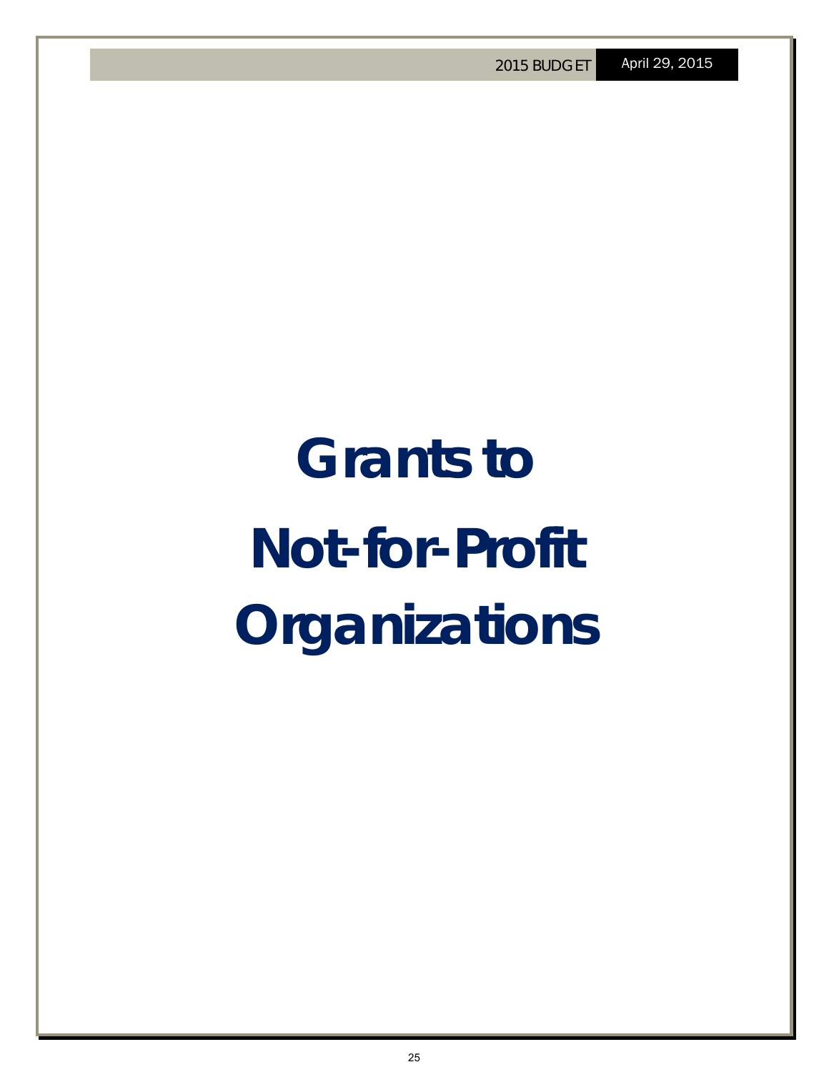# Grants to Not-for-Profit Organizations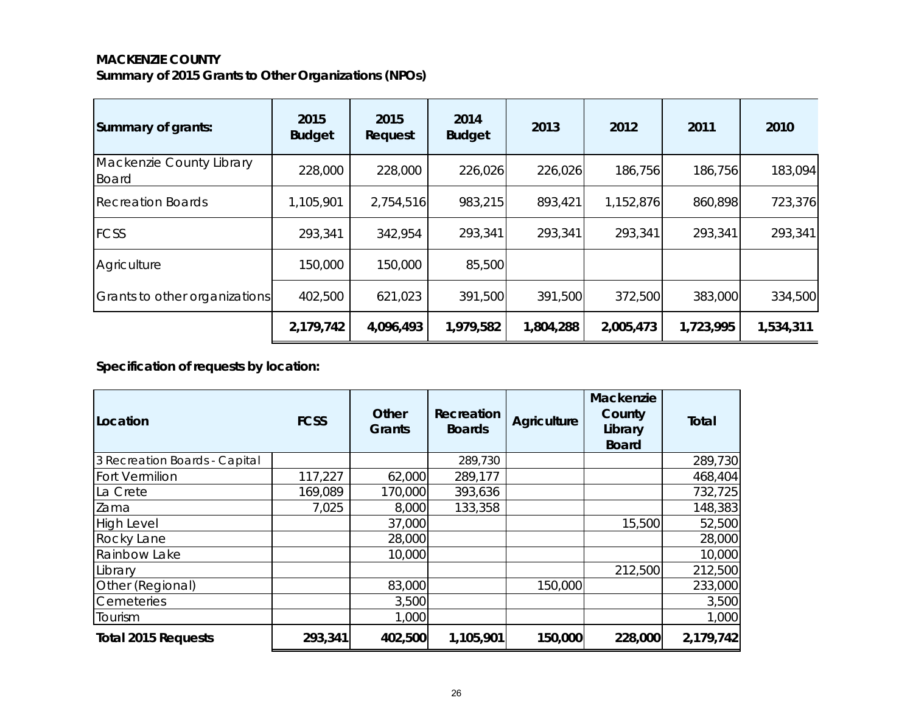**MACKENZIE COUNTY**

**Summary of 2015 Grants to Other Organizations (NPOs)**

| Summary of grants: | 2015 Budget | 2015 Request | 2014 Budget | 2013 | 2012 | 2011 | 2010 |
|---|---|---|---|---|---|---|---|
| Mackenzie County Library Board | 228,000 | 228,000 | 226,026 | 226,026 | 186,756 | 186,756 | 183,094 |
| Recreation Boards | 1,105,901 | 2,754,516 | 983,215 | 893,421 | 1,152,876 | 860,898 | 723,376 |
| FCSS | 293,341 | 342,954 | 293,341 | 293,341 | 293,341 | 293,341 | 293,341 |
| Agriculture | 150,000 | 150,000 | 85,500 | | | | |
| Grants to other organizations | 402,500 | 621,023 | 391,500 | 391,500 | 372,500 | 383,000 | 334,500 |
| | **2,179,742** | **4,096,493** | **1,979,582** | **1,804,288** | **2,005,473** | **1,723,995** | **1,534,311** |

**Specification of requests by location:**

| Location | FCSS | Other Grants | Recreation Boards | Agriculture | Mackenzie County Library Board | Total |
|---|---|---|---|---|---|---|
| 3 Recreation Boards - Capital | | | 289,730 | | | 289,730 |
| Fort Vermilion | 117,227 | 62,000 | 289,177 | | | 468,404 |
| La Crete | 169,089 | 170,000 | 393,636 | | | 732,725 |
| Zama | 7,025 | 8,000 | 133,358 | | | 148,383 |
| High Level | | 37,000 | | | 15,500 | 52,500 |
| Rocky Lane | | 28,000 | | | | 28,000 |
| Rainbow Lake | | 10,000 | | | | 10,000 |
| Library | | | | | 212,500 | 212,500 |
| Other (Regional) | | 83,000 | | 150,000 | | 233,000 |
| Cemeteries | | 3,500 | | | | 3,500 |
| Tourism | | 1,000 | | | | 1,000 |
| **Total 2015 Requests** | **293,341** | **402,500** | **1,105,901** | **150,000** | **228,000** | **2,179,742** |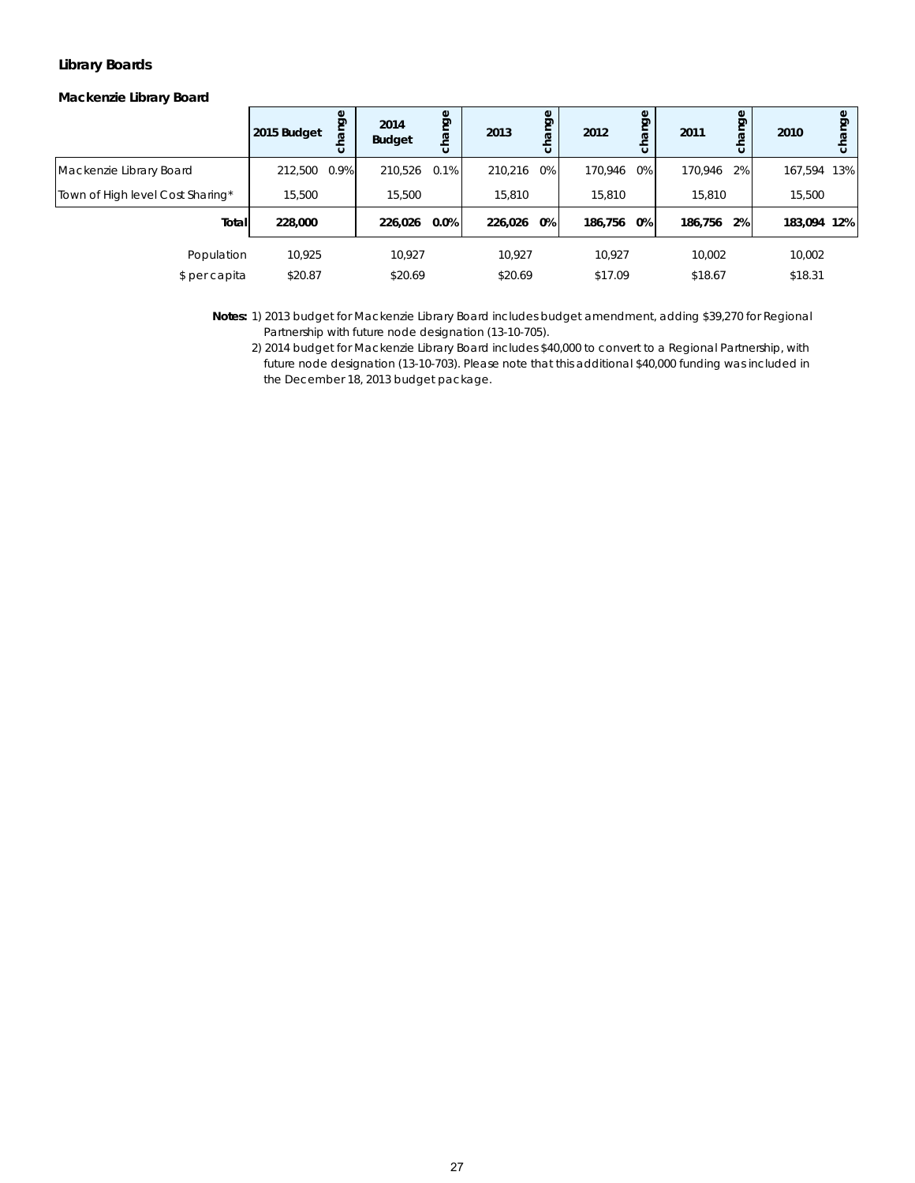## Library Boards

### Mackenzie Library Board

| | 2015 Budget | change | 2014 Budget | change | 2013 | change | 2012 | change | 2011 | change | 2010 | change |
|---|---|---|---|---|---|---|---|---|---|---|---|---|
| Mackenzie Library Board | 212,500 | 0.9% | 210,526 | 0.1% | 210,216 | 0% | 170,946 | 0% | 170,946 | 2% | 167,594 | 13% |
| Town of High level Cost Sharing* | 15,500 | | 15,500 | | 15,810 | | 15,810 | | 15,810 | | 15,500 | |
| **Total** | **228,000** | | **226,026** | **0.0%** | **226,026** | **0%** | **186,756** | **0%** | **186,756** | **2%** | **183,094** | **12%** |
| Population | 10,925 | | 10,927 | | 10,927 | | 10,927 | | 10,002 | | 10,002 | |
| $ per capita | $20.87 | | $20.69 | | $20.69 | | $17.09 | | $18.67 | | $18.31 | |

**Notes:** 1) 2013 budget for Mackenzie Library Board includes budget amendment, adding $39,270 for Regional Partnership with future node designation (13-10-705).

2) 2014 budget for Mackenzie Library Board includes $40,000 to convert to a Regional Partnership, with future node designation (13-10-703). Please note that this additional $40,000 funding was included in the December 18, 2013 budget package.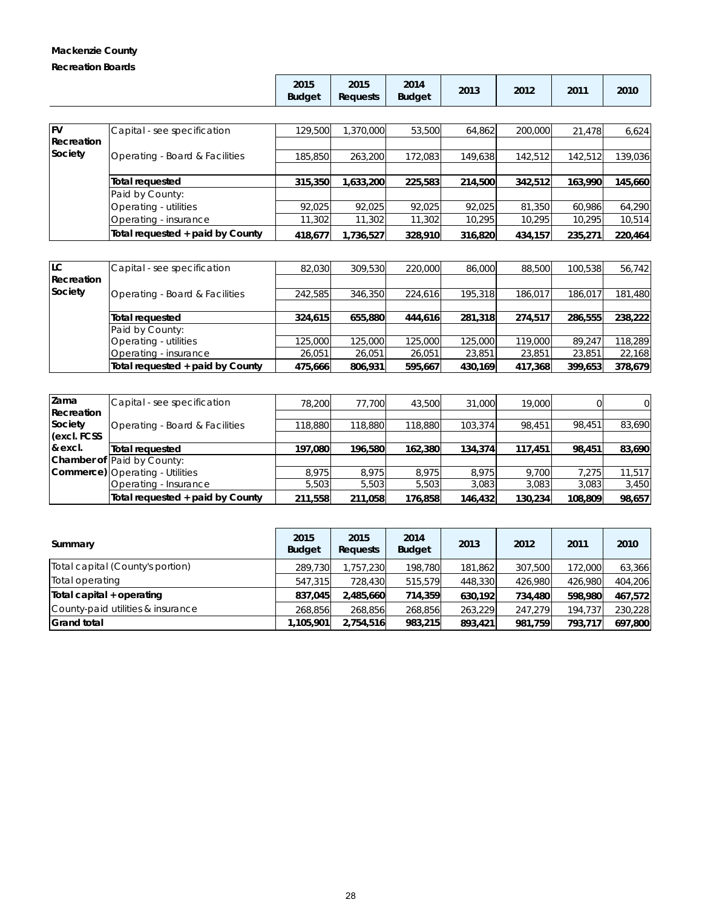**Mackenzie County**

**Recreation Boards**

| | | 2015 Budget | 2015 Requests | 2014 Budget | 2013 | 2012 | 2011 | 2010 |
|---|---|---|---|---|---|---|---|---|
| **FV Recreation Society** | Capital - see specification | 129,500 | 1,370,000 | 53,500 | 64,862 | 200,000 | 21,478 | 6,624 |
| | Operating - Board & Facilities | 185,850 | 263,200 | 172,083 | 149,638 | 142,512 | 142,512 | 139,036 |
| | **Total requested** | **315,350** | **1,633,200** | **225,583** | **214,500** | **342,512** | **163,990** | **145,660** |
| | Paid by County: | | | | | | | |
| | Operating - utilities | 92,025 | 92,025 | 92,025 | 92,025 | 81,350 | 60,986 | 64,290 |
| | Operating - insurance | 11,302 | 11,302 | 11,302 | 10,295 | 10,295 | 10,295 | 10,514 |
| | **Total requested + paid by County** | **418,677** | **1,736,527** | **328,910** | **316,820** | **434,157** | **235,271** | **220,464** |

| | | 2015 Budget | 2015 Requests | 2014 Budget | 2013 | 2012 | 2011 | 2010 |
|---|---|---|---|---|---|---|---|---|
| **LC Recreation Society** | Capital - see specification | 82,030 | 309,530 | 220,000 | 86,000 | 88,500 | 100,538 | 56,742 |
| | Operating - Board & Facilities | 242,585 | 346,350 | 224,616 | 195,318 | 186,017 | 186,017 | 181,480 |
| | **Total requested** | **324,615** | **655,880** | **444,616** | **281,318** | **274,517** | **286,555** | **238,222** |
| | Paid by County: | | | | | | | |
| | Operating - utilities | 125,000 | 125,000 | 125,000 | 125,000 | 119,000 | 89,247 | 118,289 |
| | Operating - insurance | 26,051 | 26,051 | 26,051 | 23,851 | 23,851 | 23,851 | 22,168 |
| | **Total requested + paid by County** | **475,666** | **806,931** | **595,667** | **430,169** | **417,368** | **399,653** | **378,679** |

| | | 2015 Budget | 2015 Requests | 2014 Budget | 2013 | 2012 | 2011 | 2010 |
|---|---|---|---|---|---|---|---|---|
| **Zama Recreation Society (excl. FCSS & excl. Chamber of Commerce)** | Capital - see specification | 78,200 | 77,700 | 43,500 | 31,000 | 19,000 | 0 | 0 |
| | Operating - Board & Facilities | 118,880 | 118,880 | 118,880 | 103,374 | 98,451 | 98,451 | 83,690 |
| | **Total requested** | **197,080** | **196,580** | **162,380** | **134,374** | **117,451** | **98,451** | **83,690** |
| | Paid by County: | | | | | | | |
| | Operating - Utilities | 8,975 | 8,975 | 8,975 | 8,975 | 9,700 | 7,275 | 11,517 |
| | Operating - Insurance | 5,503 | 5,503 | 5,503 | 3,083 | 3,083 | 3,083 | 3,450 |
| | **Total requested + paid by County** | **211,558** | **211,058** | **176,858** | **146,432** | **130,234** | **108,809** | **98,657** |

| **Summary** | 2015 Budget | 2015 Requests | 2014 Budget | 2013 | 2012 | 2011 | 2010 |
|---|---|---|---|---|---|---|---|
| Total capital (County's portion) | 289,730 | 1,757,230 | 198,780 | 181,862 | 307,500 | 172,000 | 63,366 |
| Total operating | 547,315 | 728,430 | 515,579 | 448,330 | 426,980 | 426,980 | 404,206 |
| **Total capital + operating** | **837,045** | **2,485,660** | **714,359** | **630,192** | **734,480** | **598,980** | **467,572** |
| County-paid utilities & insurance | 268,856 | 268,856 | 268,856 | 263,229 | 247,279 | 194,737 | 230,228 |
| **Grand total** | **1,105,901** | **2,754,516** | **983,215** | **893,421** | **981,759** | **793,717** | **697,800** |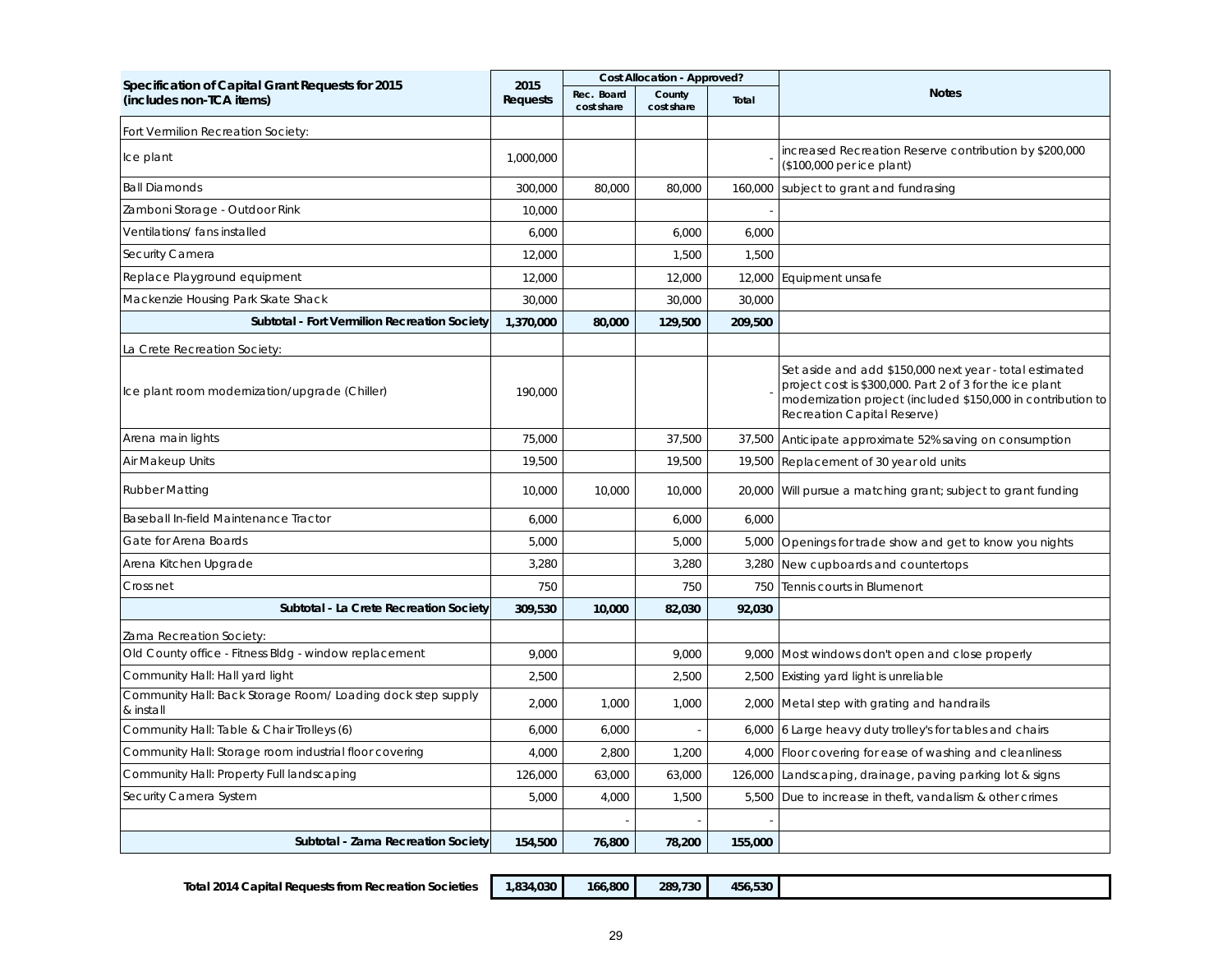| Specification of Capital Grant Requests for 2015 (includes non-TCA items) | 2015 Requests | Cost Allocation - Approved? | | | Notes |
|---|---|---|---|---|---|
| | | Rec. Board cost share | County cost share | Total | |
| Fort Vermilion Recreation Society: | | | | | |
| Ice plant | 1,000,000 | | | - | increased Recreation Reserve contribution by $200,000 ($100,000 per ice plant) |
| Ball Diamonds | 300,000 | 80,000 | 80,000 | 160,000 | subject to grant and fundrasing |
| Zamboni Storage - Outdoor Rink | 10,000 | | | - | |
| Ventilations/ fans installed | 6,000 | | 6,000 | 6,000 | |
| Security Camera | 12,000 | | 1,500 | 1,500 | |
| Replace Playground equipment | 12,000 | | 12,000 | 12,000 | Equipment unsafe |
| Mackenzie Housing Park Skate Shack | 30,000 | | 30,000 | 30,000 | |
| **Subtotal - Fort Vermilion Recreation Society** | **1,370,000** | **80,000** | **129,500** | **209,500** | |
| La Crete Recreation Society: | | | | | |
| Ice plant room modernization/upgrade (Chiller) | 190,000 | | | - | Set aside and add $150,000 next year - total estimated project cost is $300,000. Part 2 of 3 for the ice plant modernization project (included $150,000 in contribution to Recreation Capital Reserve) |
| Arena main lights | 75,000 | | 37,500 | 37,500 | Anticipate approximate 52% saving on consumption |
| Air Makeup Units | 19,500 | | 19,500 | 19,500 | Replacement of 30 year old units |
| Rubber Matting | 10,000 | 10,000 | 10,000 | 20,000 | Will pursue a matching grant; subject to grant funding |
| Baseball In-field Maintenance Tractor | 6,000 | | 6,000 | 6,000 | |
| Gate for Arena Boards | 5,000 | | 5,000 | 5,000 | Openings for trade show and get to know you nights |
| Arena Kitchen Upgrade | 3,280 | | 3,280 | 3,280 | New cupboards and countertops |
| Cross net | 750 | | 750 | 750 | Tennis courts in Blumenort |
| **Subtotal - La Crete Recreation Society** | **309,530** | **10,000** | **82,030** | **92,030** | |
| Zama Recreation Society: | | | | | |
| Old County office - Fitness Bldg - window replacement | 9,000 | | 9,000 | 9,000 | Most windows don't open and close properly |
| Community Hall: Hall yard light | 2,500 | | 2,500 | 2,500 | Existing yard light is unreliable |
| Community Hall: Back Storage Room/ Loading dock step supply & install | 2,000 | 1,000 | 1,000 | 2,000 | Metal step with grating and handrails |
| Community Hall: Table & Chair Trolleys (6) | 6,000 | 6,000 | - | 6,000 | 6 Large heavy duty trolley's for tables and chairs |
| Community Hall: Storage room industrial floor covering | 4,000 | 2,800 | 1,200 | 4,000 | Floor covering for ease of washing and cleanliness |
| Community Hall: Property Full landscaping | 126,000 | 63,000 | 63,000 | 126,000 | Landscaping, drainage, paving parking lot & signs |
| Security Camera System | 5,000 | 4,000 | 1,500 | 5,500 | Due to increase in theft, vandalism & other crimes |
| | | - | - | - | |
| **Subtotal - Zama Recreation Society** | **154,500** | **76,800** | **78,200** | **155,000** | |
| **Total 2014 Capital Requests from Recreation Societies** | **1,834,030** | **166,800** | **289,730** | **456,530** | |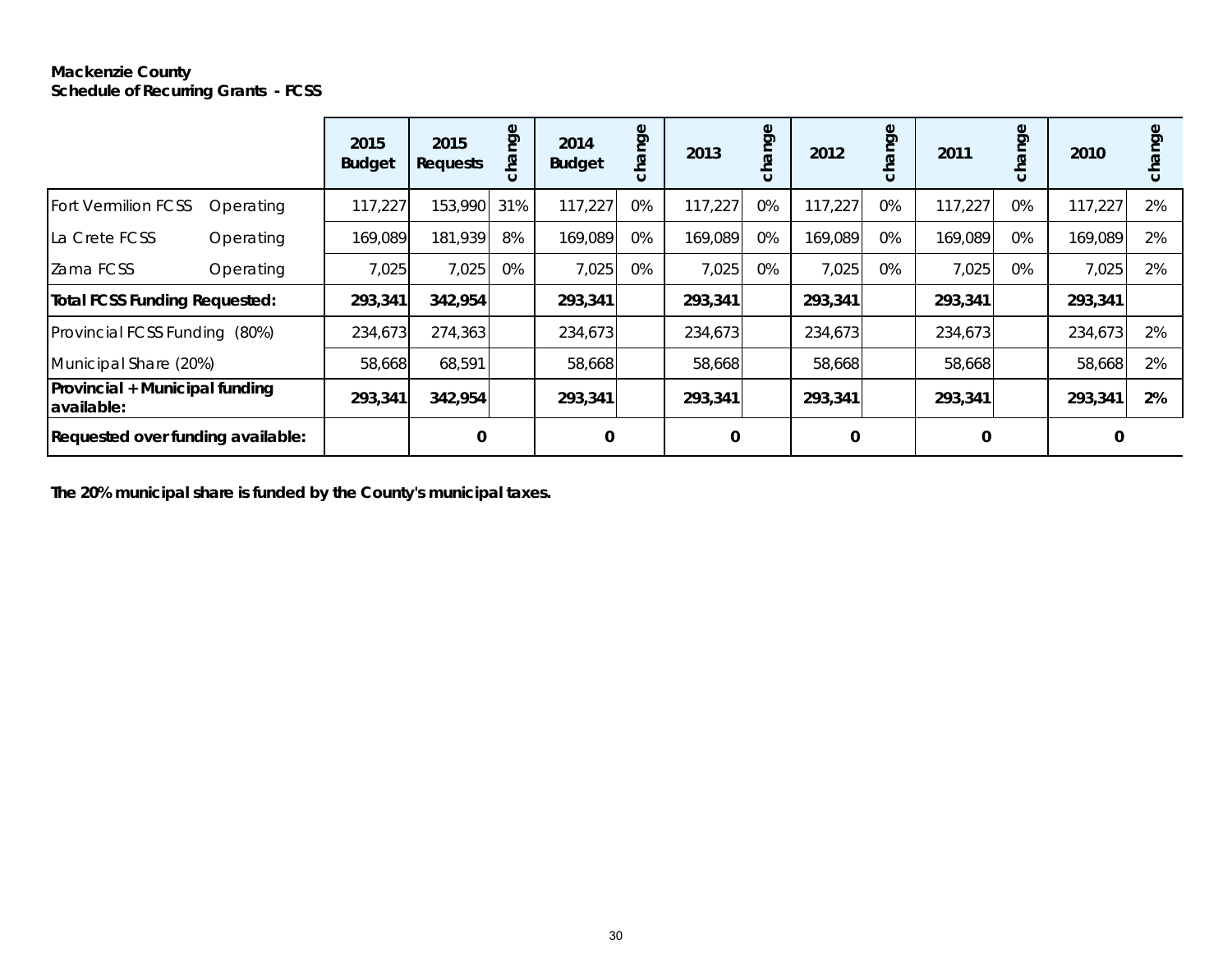**Mackenzie County**
**Schedule of Recurring Grants - FCSS**

| | | 2015 Budget | 2015 Requests | change | 2014 Budget | change | 2013 | change | 2012 | change | 2011 | change | 2010 | change |
|---|---|---|---|---|---|---|---|---|---|---|---|---|---|---|
| Fort Vermilion FCSS | Operating | 117,227 | 153,990 | 31% | 117,227 | 0% | 117,227 | 0% | 117,227 | 0% | 117,227 | 0% | 117,227 | 2% |
| La Crete FCSS | Operating | 169,089 | 181,939 | 8% | 169,089 | 0% | 169,089 | 0% | 169,089 | 0% | 169,089 | 0% | 169,089 | 2% |
| Zama FCSS | Operating | 7,025 | 7,025 | 0% | 7,025 | 0% | 7,025 | 0% | 7,025 | 0% | 7,025 | 0% | 7,025 | 2% |
| **Total FCSS Funding Requested:** | | **293,341** | **342,954** | | **293,341** | | **293,341** | | **293,341** | | **293,341** | | **293,341** | |
| Provincial FCSS Funding (80%) | | 234,673 | 274,363 | | 234,673 | | 234,673 | | 234,673 | | 234,673 | | 234,673 | 2% |
| Municipal Share (20%) | | 58,668 | 68,591 | | 58,668 | | 58,668 | | 58,668 | | 58,668 | | 58,668 | 2% |
| **Provincial + Municipal funding available:** | | **293,341** | **342,954** | | **293,341** | | **293,341** | | **293,341** | | **293,341** | | **293,341** | **2%** |
| **Requested over funding available:** | | | **0** | | **0** | | **0** | | **0** | | **0** | | **0** | |

**The 20% municipal share is funded by the County's municipal taxes.**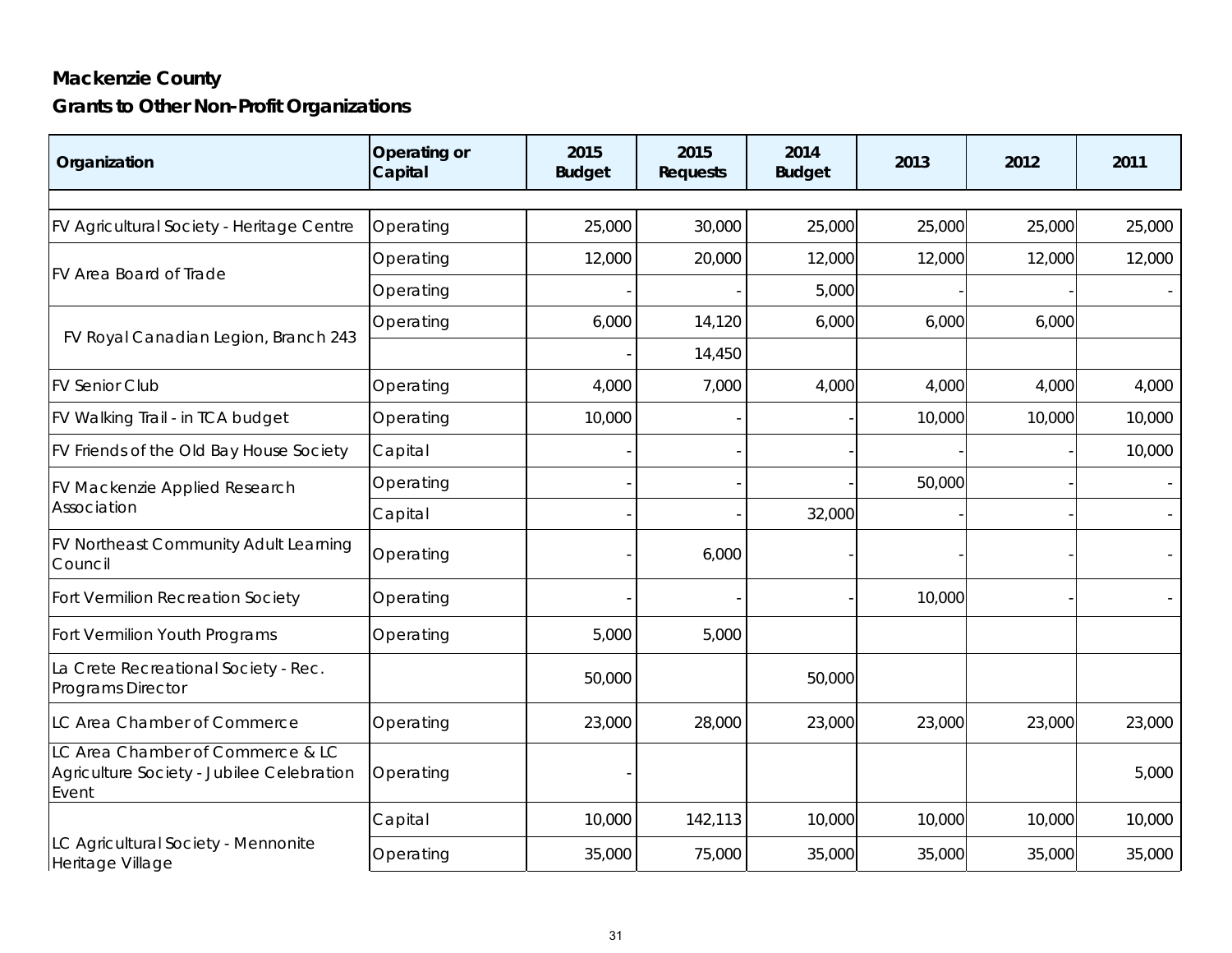**Mackenzie County**

**Grants to Other Non-Profit Organizations**

| Organization | Operating or Capital | 2015 Budget | 2015 Requests | 2014 Budget | 2013 | 2012 | 2011 |
|---|---|---|---|---|---|---|---|
| FV Agricultural Society - Heritage Centre | Operating | 25,000 | 30,000 | 25,000 | 25,000 | 25,000 | 25,000 |
| FV Area Board of Trade | Operating | 12,000 | 20,000 | 12,000 | 12,000 | 12,000 | 12,000 |
| | Operating | - | - | 5,000 | - | - | - |
| FV Royal Canadian Legion, Branch 243 | Operating | 6,000 | 14,120 | 6,000 | 6,000 | 6,000 | |
| | | - | 14,450 | | | | |
| FV Senior Club | Operating | 4,000 | 7,000 | 4,000 | 4,000 | 4,000 | 4,000 |
| FV Walking Trail - in TCA budget | Operating | 10,000 | - | - | 10,000 | 10,000 | 10,000 |
| FV Friends of the Old Bay House Society | Capital | - | - | - | - | - | 10,000 |
| FV Mackenzie Applied Research Association | Operating | - | - | - | 50,000 | - | - |
| | Capital | - | - | 32,000 | - | - | - |
| FV Northeast Community Adult Learning Council | Operating | - | 6,000 | - | - | - | - |
| Fort Vermilion Recreation Society | Operating | - | - | - | 10,000 | - | - |
| Fort Vermilion Youth Programs | Operating | 5,000 | 5,000 | | | | |
| La Crete Recreational Society - Rec. Programs Director | | 50,000 | | 50,000 | | | |
| LC Area Chamber of Commerce | Operating | 23,000 | 28,000 | 23,000 | 23,000 | 23,000 | 23,000 |
| LC Area Chamber of Commerce & LC Agriculture Society - Jubilee Celebration Event | Operating | - | | | | | 5,000 |
| LC Agricultural Society - Mennonite Heritage Village | Capital | 10,000 | 142,113 | 10,000 | 10,000 | 10,000 | 10,000 |
| | Operating | 35,000 | 75,000 | 35,000 | 35,000 | 35,000 | 35,000 |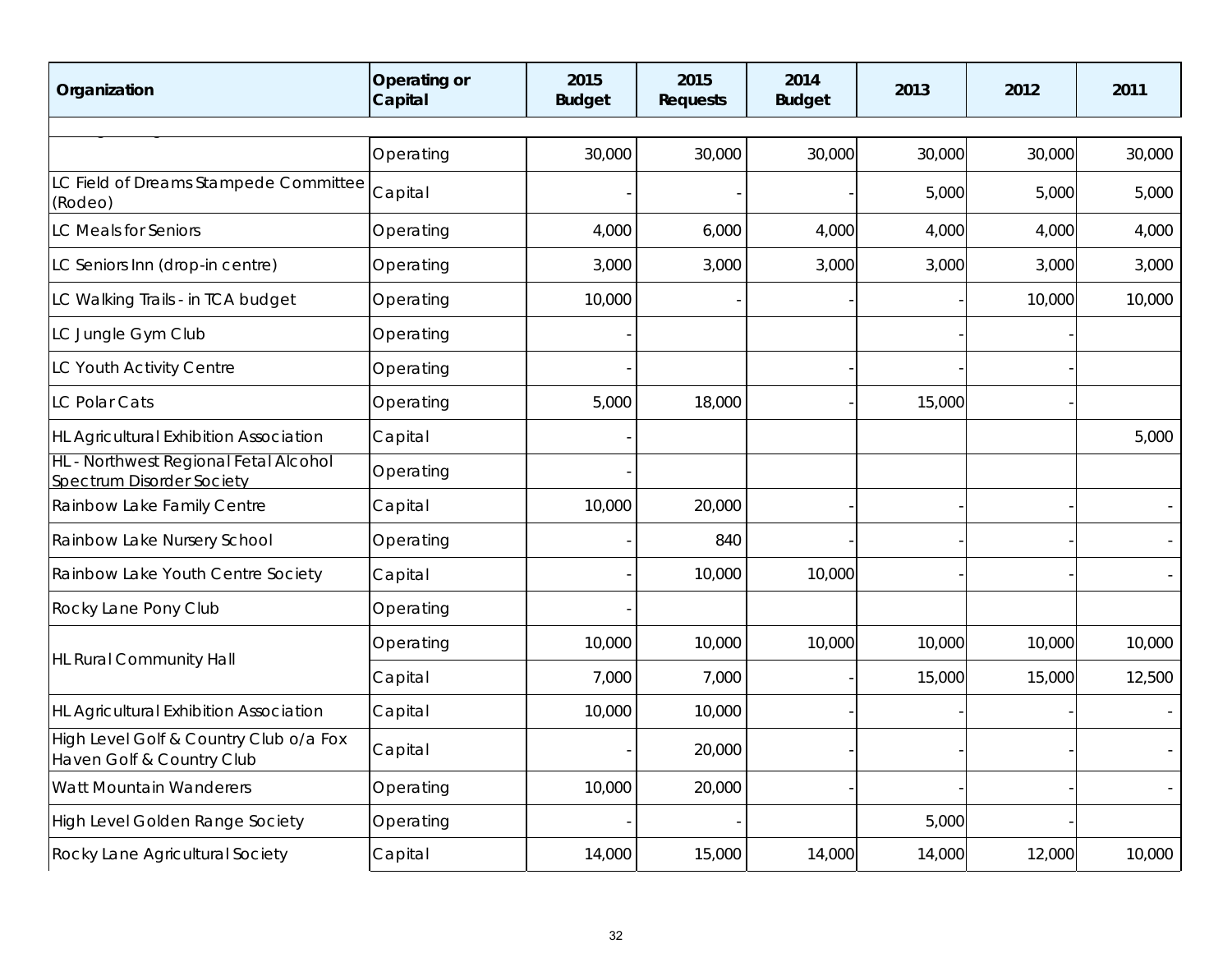| Organization | Operating or Capital | 2015 Budget | 2015 Requests | 2014 Budget | 2013 | 2012 | 2011 |
|---|---|---|---|---|---|---|---|
| | Operating | 30,000 | 30,000 | 30,000 | 30,000 | 30,000 | 30,000 |
| LC Field of Dreams Stampede Committee (Rodeo) | Capital | - | - | - | 5,000 | 5,000 | 5,000 |
| LC Meals for Seniors | Operating | 4,000 | 6,000 | 4,000 | 4,000 | 4,000 | 4,000 |
| LC Seniors Inn (drop-in centre) | Operating | 3,000 | 3,000 | 3,000 | 3,000 | 3,000 | 3,000 |
| LC Walking Trails - in TCA budget | Operating | 10,000 | - | - | - | 10,000 | 10,000 |
| LC Jungle Gym Club | Operating | - | | | - | - | |
| LC Youth Activity Centre | Operating | - | | - | - | - | |
| LC Polar Cats | Operating | 5,000 | 18,000 | - | 15,000 | - | |
| HL Agricultural Exhibition Association | Capital | - | | | | | 5,000 |
| HL - Northwest Regional Fetal Alcohol Spectrum Disorder Society | Operating | - | | | | | |
| Rainbow Lake Family Centre | Capital | 10,000 | 20,000 | - | - | - | - |
| Rainbow Lake Nursery School | Operating | - | 840 | - | - | - | - |
| Rainbow Lake Youth Centre Society | Capital | - | 10,000 | 10,000 | - | - | - |
| Rocky Lane Pony Club | Operating | - | | | | | |
| HL Rural Community Hall | Operating | 10,000 | 10,000 | 10,000 | 10,000 | 10,000 | 10,000 |
| | Capital | 7,000 | 7,000 | - | 15,000 | 15,000 | 12,500 |
| HL Agricultural Exhibition Association | Capital | 10,000 | 10,000 | - | - | - | - |
| High Level Golf & Country Club o/a Fox Haven Golf & Country Club | Capital | - | 20,000 | - | - | - | - |
| Watt Mountain Wanderers | Operating | 10,000 | 20,000 | - | - | - | - |
| High Level Golden Range Society | Operating | - | - | | 5,000 | - | |
| Rocky Lane Agricultural Society | Capital | 14,000 | 15,000 | 14,000 | 14,000 | 12,000 | 10,000 |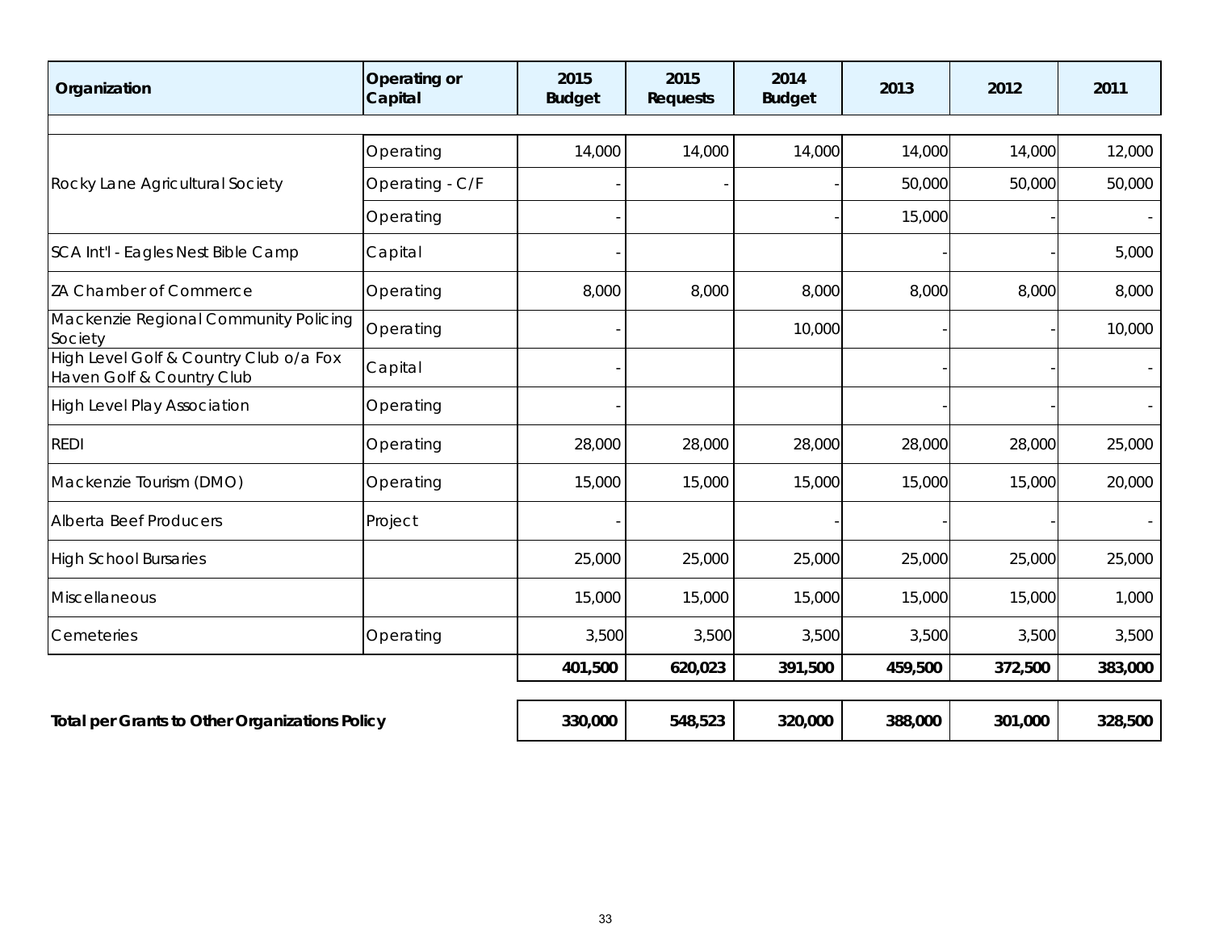| Organization | Operating or Capital | 2015 Budget | 2015 Requests | 2014 Budget | 2013 | 2012 | 2011 |
|---|---|---|---|---|---|---|---|
| Rocky Lane Agricultural Society | Operating | 14,000 | 14,000 | 14,000 | 14,000 | 14,000 | 12,000 |
| | Operating - C/F | - | - | - | 50,000 | 50,000 | 50,000 |
| | Operating | - | | - | 15,000 | - | - |
| SCA Int'l - Eagles Nest Bible Camp | Capital | - | | | - | - | 5,000 |
| ZA Chamber of Commerce | Operating | 8,000 | 8,000 | 8,000 | 8,000 | 8,000 | 8,000 |
| Mackenzie Regional Community Policing Society | Operating | - | | 10,000 | - | - | 10,000 |
| High Level Golf & Country Club o/a Fox Haven Golf & Country Club | Capital | - | | | - | - | - |
| High Level Play Association | Operating | - | | | - | - | - |
| REDI | Operating | 28,000 | 28,000 | 28,000 | 28,000 | 28,000 | 25,000 |
| Mackenzie Tourism (DMO) | Operating | 15,000 | 15,000 | 15,000 | 15,000 | 15,000 | 20,000 |
| Alberta Beef Producers | Project | - | | - | - | - | - |
| High School Bursaries | | 25,000 | 25,000 | 25,000 | 25,000 | 25,000 | 25,000 |
| Miscellaneous | | 15,000 | 15,000 | 15,000 | 15,000 | 15,000 | 1,000 |
| Cemeteries | Operating | 3,500 | 3,500 | 3,500 | 3,500 | 3,500 | 3,500 |
| | | **401,500** | **620,023** | **391,500** | **459,500** | **372,500** | **383,000** |
| **Total per Grants to Other Organizations Policy** | | **330,000** | **548,523** | **320,000** | **388,000** | **301,000** | **328,500** |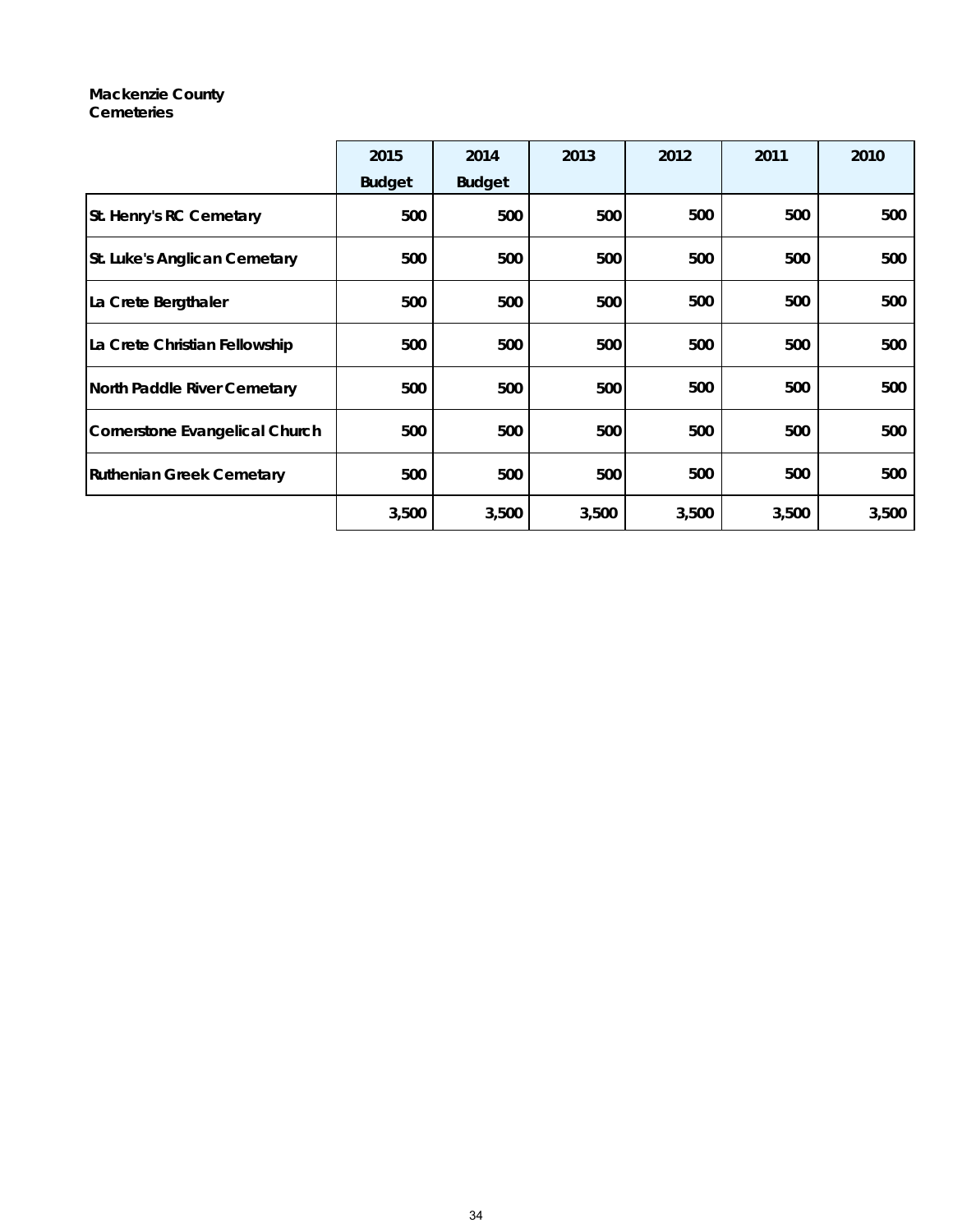**Mackenzie County**
**Cemeteries**

| | 2015 Budget | 2014 Budget | 2013 | 2012 | 2011 | 2010 |
|---|---|---|---|---|---|---|
| St. Henry's RC Cemetary | 500 | 500 | 500 | 500 | 500 | 500 |
| St. Luke's Anglican Cemetary | 500 | 500 | 500 | 500 | 500 | 500 |
| La Crete Bergthaler | 500 | 500 | 500 | 500 | 500 | 500 |
| La Crete Christian Fellowship | 500 | 500 | 500 | 500 | 500 | 500 |
| North Paddle River Cemetary | 500 | 500 | 500 | 500 | 500 | 500 |
| Cornerstone Evangelical Church | 500 | 500 | 500 | 500 | 500 | 500 |
| Ruthenian Greek Cemetary | 500 | 500 | 500 | 500 | 500 | 500 |
| | 3,500 | 3,500 | 3,500 | 3,500 | 3,500 | 3,500 |